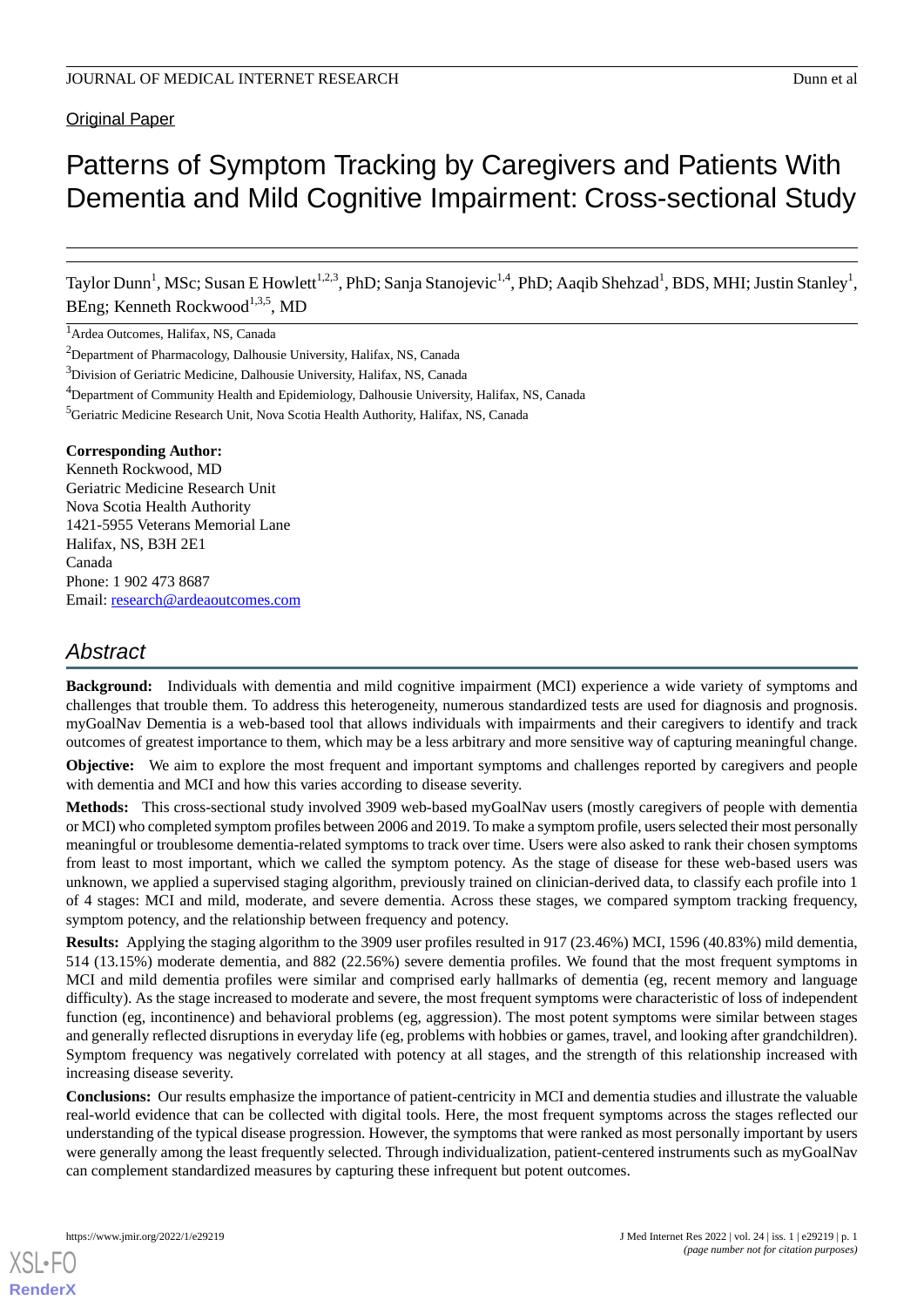Original Paper

# Patterns of Symptom Tracking by Caregivers and Patients With Dementia and Mild Cognitive Impairment: Cross-sectional Study

Taylor Dunn[1], MSc; Susan E Howlett[1,2,3], PhD; Sanja Stanojevic[1,4], PhD; Aaqib Shehzad[1], BDS, MHI; Justin Stanley[1], BEng; Kenneth Rockwood[1,3,5], MD

[1]Ardea Outcomes, Halifax, NS, Canada

[2]Department of Pharmacology, Dalhousie University, Halifax, NS, Canada

[3]Division of Geriatric Medicine, Dalhousie University, Halifax, NS, Canada

[4]Department of Community Health and Epidemiology, Dalhousie University, Halifax, NS, Canada

[5]Geriatric Medicine Research Unit, Nova Scotia Health Authority, Halifax, NS, Canada

**Corresponding Author:**
Kenneth Rockwood, MD
Geriatric Medicine Research Unit
Nova Scotia Health Authority
1421-5955 Veterans Memorial Lane
Halifax, NS, B3H 2E1
Canada
Phone: 1 902 473 8687
Email: research@ardeaoutcomes.com

## Abstract

**Background:** Individuals with dementia and mild cognitive impairment (MCI) experience a wide variety of symptoms and challenges that trouble them. To address this heterogeneity, numerous standardized tests are used for diagnosis and prognosis. myGoalNav Dementia is a web-based tool that allows individuals with impairments and their caregivers to identify and track outcomes of greatest importance to them, which may be a less arbitrary and more sensitive way of capturing meaningful change.

**Objective:** We aim to explore the most frequent and important symptoms and challenges reported by caregivers and people with dementia and MCI and how this varies according to disease severity.

**Methods:** This cross-sectional study involved 3909 web-based myGoalNav users (mostly caregivers of people with dementia or MCI) who completed symptom profiles between 2006 and 2019. To make a symptom profile, users selected their most personally meaningful or troublesome dementia-related symptoms to track over time. Users were also asked to rank their chosen symptoms from least to most important, which we called the symptom potency. As the stage of disease for these web-based users was unknown, we applied a supervised staging algorithm, previously trained on clinician-derived data, to classify each profile into 1 of 4 stages: MCI and mild, moderate, and severe dementia. Across these stages, we compared symptom tracking frequency, symptom potency, and the relationship between frequency and potency.

**Results:** Applying the staging algorithm to the 3909 user profiles resulted in 917 (23.46%) MCI, 1596 (40.83%) mild dementia, 514 (13.15%) moderate dementia, and 882 (22.56%) severe dementia profiles. We found that the most frequent symptoms in MCI and mild dementia profiles were similar and comprised early hallmarks of dementia (eg, recent memory and language difficulty). As the stage increased to moderate and severe, the most frequent symptoms were characteristic of loss of independent function (eg, incontinence) and behavioral problems (eg, aggression). The most potent symptoms were similar between stages and generally reflected disruptions in everyday life (eg, problems with hobbies or games, travel, and looking after grandchildren). Symptom frequency was negatively correlated with potency at all stages, and the strength of this relationship increased with increasing disease severity.

**Conclusions:** Our results emphasize the importance of patient-centricity in MCI and dementia studies and illustrate the valuable real-world evidence that can be collected with digital tools. Here, the most frequent symptoms across the stages reflected our understanding of the typical disease progression. However, the symptoms that were ranked as most personally important by users were generally among the least frequently selected. Through individualization, patient-centered instruments such as myGoalNav can complement standardized measures by capturing these infrequent but potent outcomes.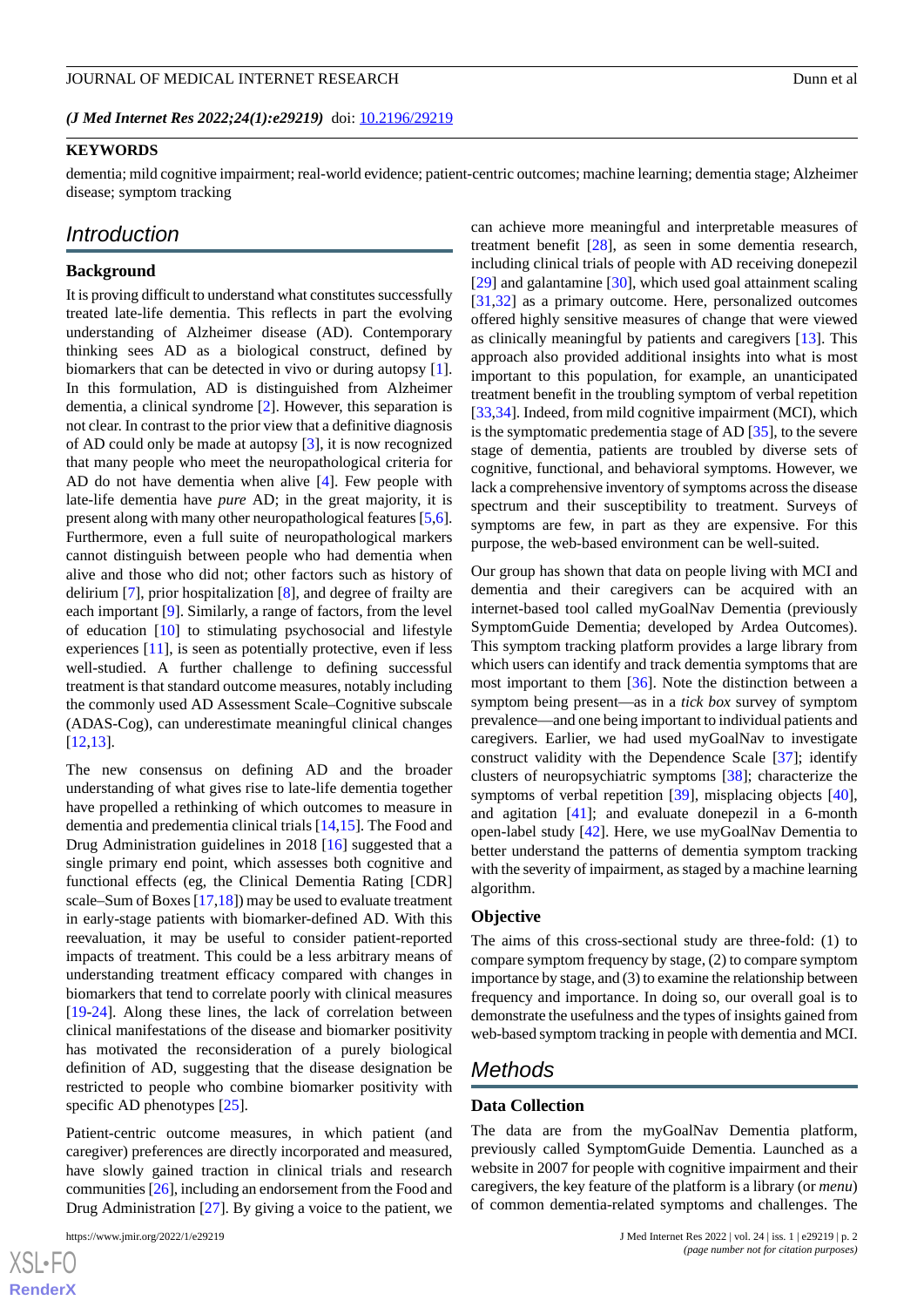(*J Med Internet Res 2022;24(1):e29219*) doi: 10.2196/29219

**KEYWORDS**

dementia; mild cognitive impairment; real-world evidence; patient-centric outcomes; machine learning; dementia stage; Alzheimer disease; symptom tracking

## Introduction

### Background

It is proving difficult to understand what constitutes successfully treated late-life dementia. This reflects in part the evolving understanding of Alzheimer disease (AD). Contemporary thinking sees AD as a biological construct, defined by biomarkers that can be detected in vivo or during autopsy [1]. In this formulation, AD is distinguished from Alzheimer dementia, a clinical syndrome [2]. However, this separation is not clear. In contrast to the prior view that a definitive diagnosis of AD could only be made at autopsy [3], it is now recognized that many people who meet the neuropathological criteria for AD do not have dementia when alive [4]. Few people with late-life dementia have *pure* AD; in the great majority, it is present along with many other neuropathological features [5,6]. Furthermore, even a full suite of neuropathological markers cannot distinguish between people who had dementia when alive and those who did not; other factors such as history of delirium [7], prior hospitalization [8], and degree of frailty are each important [9]. Similarly, a range of factors, from the level of education [10] to stimulating psychosocial and lifestyle experiences [11], is seen as potentially protective, even if less well-studied. A further challenge to defining successful treatment is that standard outcome measures, notably including the commonly used AD Assessment Scale–Cognitive subscale (ADAS-Cog), can underestimate meaningful clinical changes [12,13].

The new consensus on defining AD and the broader understanding of what gives rise to late-life dementia together have propelled a rethinking of which outcomes to measure in dementia and predementia clinical trials [14,15]. The Food and Drug Administration guidelines in 2018 [16] suggested that a single primary end point, which assesses both cognitive and functional effects (eg, the Clinical Dementia Rating [CDR] scale–Sum of Boxes [17,18]) may be used to evaluate treatment in early-stage patients with biomarker-defined AD. With this reevaluation, it may be useful to consider patient-reported impacts of treatment. This could be a less arbitrary means of understanding treatment efficacy compared with changes in biomarkers that tend to correlate poorly with clinical measures [19-24]. Along these lines, the lack of correlation between clinical manifestations of the disease and biomarker positivity has motivated the reconsideration of a purely biological definition of AD, suggesting that the disease designation be restricted to people who combine biomarker positivity with specific AD phenotypes [25].

Patient-centric outcome measures, in which patient (and caregiver) preferences are directly incorporated and measured, have slowly gained traction in clinical trials and research communities [26], including an endorsement from the Food and Drug Administration [27]. By giving a voice to the patient, we can achieve more meaningful and interpretable measures of treatment benefit [28], as seen in some dementia research, including clinical trials of people with AD receiving donepezil [29] and galantamine [30], which used goal attainment scaling [31,32] as a primary outcome. Here, personalized outcomes offered highly sensitive measures of change that were viewed as clinically meaningful by patients and caregivers [13]. This approach also provided additional insights into what is most important to this population, for example, an unanticipated treatment benefit in the troubling symptom of verbal repetition [33,34]. Indeed, from mild cognitive impairment (MCI), which is the symptomatic predementia stage of AD [35], to the severe stage of dementia, patients are troubled by diverse sets of cognitive, functional, and behavioral symptoms. However, we lack a comprehensive inventory of symptoms across the disease spectrum and their susceptibility to treatment. Surveys of symptoms are few, in part as they are expensive. For this purpose, the web-based environment can be well-suited.

Our group has shown that data on people living with MCI and dementia and their caregivers can be acquired with an internet-based tool called myGoalNav Dementia (previously SymptomGuide Dementia; developed by Ardea Outcomes). This symptom tracking platform provides a large library from which users can identify and track dementia symptoms that are most important to them [36]. Note the distinction between a symptom being present—as in a *tick box* survey of symptom prevalence—and one being important to individual patients and caregivers. Earlier, we had used myGoalNav to investigate construct validity with the Dependence Scale [37]; identify clusters of neuropsychiatric symptoms [38]; characterize the symptoms of verbal repetition [39], misplacing objects [40], and agitation [41]; and evaluate donepezil in a 6-month open-label study [42]. Here, we use myGoalNav Dementia to better understand the patterns of dementia symptom tracking with the severity of impairment, as staged by a machine learning algorithm.

### Objective

The aims of this cross-sectional study are three-fold: (1) to compare symptom frequency by stage, (2) to compare symptom importance by stage, and (3) to examine the relationship between frequency and importance. In doing so, our overall goal is to demonstrate the usefulness and the types of insights gained from web-based symptom tracking in people with dementia and MCI.

## Methods

### Data Collection

The data are from the myGoalNav Dementia platform, previously called SymptomGuide Dementia. Launched as a website in 2007 for people with cognitive impairment and their caregivers, the key feature of the platform is a library (or *menu*) of common dementia-related symptoms and challenges. The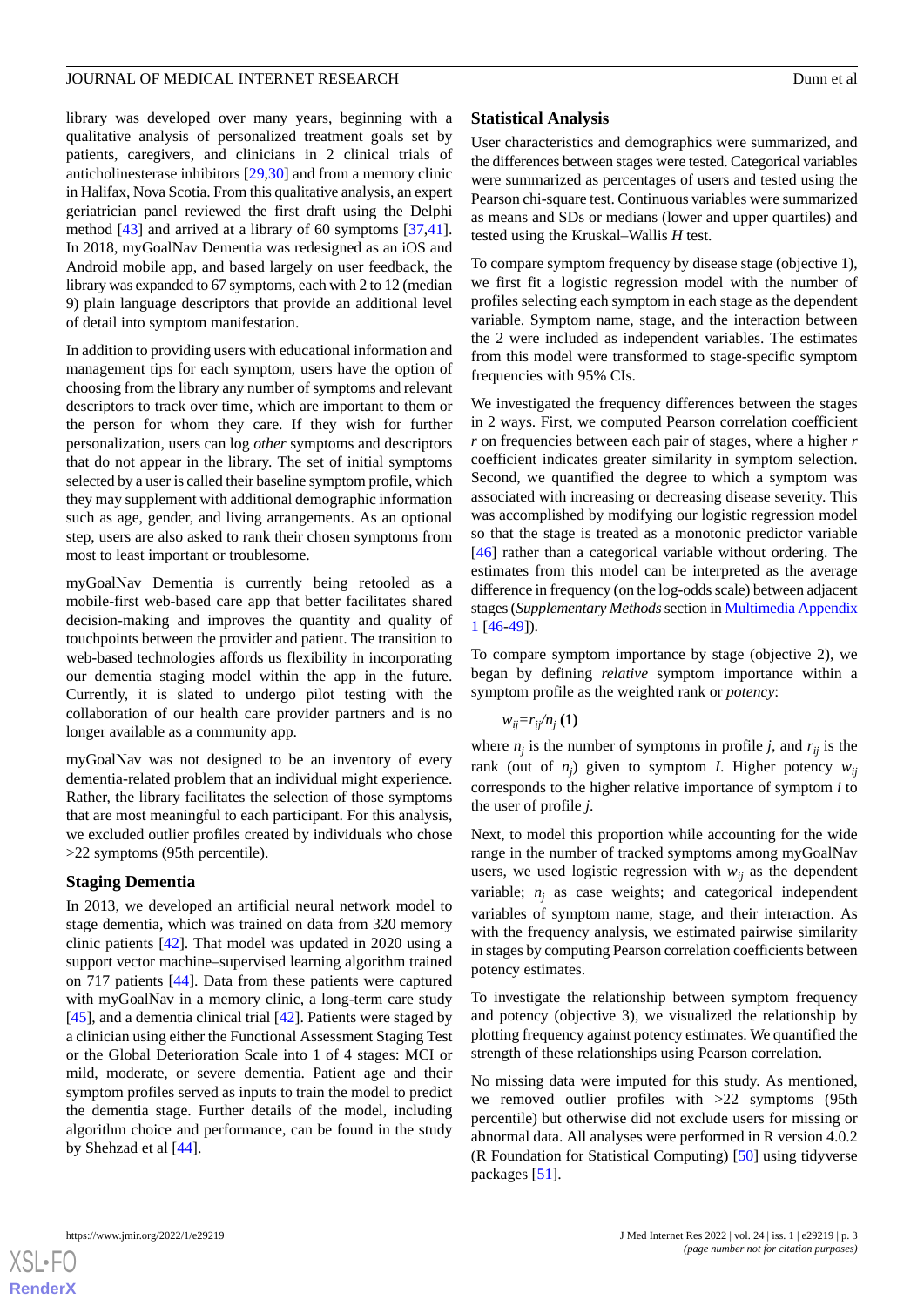library was developed over many years, beginning with a qualitative analysis of personalized treatment goals set by patients, caregivers, and clinicians in 2 clinical trials of anticholinesterase inhibitors [29,30] and from a memory clinic in Halifax, Nova Scotia. From this qualitative analysis, an expert geriatrician panel reviewed the first draft using the Delphi method [43] and arrived at a library of 60 symptoms [37,41]. In 2018, myGoalNav Dementia was redesigned as an iOS and Android mobile app, and based largely on user feedback, the library was expanded to 67 symptoms, each with 2 to 12 (median 9) plain language descriptors that provide an additional level of detail into symptom manifestation.

In addition to providing users with educational information and management tips for each symptom, users have the option of choosing from the library any number of symptoms and relevant descriptors to track over time, which are important to them or the person for whom they care. If they wish for further personalization, users can log *other* symptoms and descriptors that do not appear in the library. The set of initial symptoms selected by a user is called their baseline symptom profile, which they may supplement with additional demographic information such as age, gender, and living arrangements. As an optional step, users are also asked to rank their chosen symptoms from most to least important or troublesome.

myGoalNav Dementia is currently being retooled as a mobile-first web-based care app that better facilitates shared decision-making and improves the quantity and quality of touchpoints between the provider and patient. The transition to web-based technologies affords us flexibility in incorporating our dementia staging model within the app in the future. Currently, it is slated to undergo pilot testing with the collaboration of our health care provider partners and is no longer available as a community app.

myGoalNav was not designed to be an inventory of every dementia-related problem that an individual might experience. Rather, the library facilitates the selection of those symptoms that are most meaningful to each participant. For this analysis, we excluded outlier profiles created by individuals who chose >22 symptoms (95th percentile).

## Staging Dementia

In 2013, we developed an artificial neural network model to stage dementia, which was trained on data from 320 memory clinic patients [42]. That model was updated in 2020 using a support vector machine–supervised learning algorithm trained on 717 patients [44]. Data from these patients were captured with myGoalNav in a memory clinic, a long-term care study [45], and a dementia clinical trial [42]. Patients were staged by a clinician using either the Functional Assessment Staging Test or the Global Deterioration Scale into 1 of 4 stages: MCI or mild, moderate, or severe dementia. Patient age and their symptom profiles served as inputs to train the model to predict the dementia stage. Further details of the model, including algorithm choice and performance, can be found in the study by Shehzad et al [44].

## Statistical Analysis

User characteristics and demographics were summarized, and the differences between stages were tested. Categorical variables were summarized as percentages of users and tested using the Pearson chi-square test. Continuous variables were summarized as means and SDs or medians (lower and upper quartiles) and tested using the Kruskal–Wallis *H* test.

To compare symptom frequency by disease stage (objective 1), we first fit a logistic regression model with the number of profiles selecting each symptom in each stage as the dependent variable. Symptom name, stage, and the interaction between the 2 were included as independent variables. The estimates from this model were transformed to stage-specific symptom frequencies with 95% CIs.

We investigated the frequency differences between the stages in 2 ways. First, we computed Pearson correlation coefficient $r$ on frequencies between each pair of stages, where a higher $r$ coefficient indicates greater similarity in symptom selection. Second, we quantified the degree to which a symptom was associated with increasing or decreasing disease severity. This was accomplished by modifying our logistic regression model so that the stage is treated as a monotonic predictor variable [46] rather than a categorical variable without ordering. The estimates from this model can be interpreted as the average difference in frequency (on the log-odds scale) between adjacent stages (*Supplementary Methods* section in Multimedia Appendix 1 [46-49]).

To compare symptom importance by stage (objective 2), we began by defining *relative* symptom importance within a symptom profile as the weighted rank or *potency*:

$$w_{ij}=r_{ij}/n_j \quad \textbf{(1)}$$

where $n_j$ is the number of symptoms in profile $j$, and $r_{ij}$ is the rank (out of $n_j$) given to symptom $I$. Higher potency $w_{ij}$ corresponds to the higher relative importance of symptom $i$ to the user of profile $j$.

Next, to model this proportion while accounting for the wide range in the number of tracked symptoms among myGoalNav users, we used logistic regression with $w_{ij}$ as the dependent variable; $n_j$ as case weights; and categorical independent variables of symptom name, stage, and their interaction. As with the frequency analysis, we estimated pairwise similarity in stages by computing Pearson correlation coefficients between potency estimates.

To investigate the relationship between symptom frequency and potency (objective 3), we visualized the relationship by plotting frequency against potency estimates. We quantified the strength of these relationships using Pearson correlation.

No missing data were imputed for this study. As mentioned, we removed outlier profiles with >22 symptoms (95th percentile) but otherwise did not exclude users for missing or abnormal data. All analyses were performed in R version 4.0.2 (R Foundation for Statistical Computing) [50] using tidyverse packages [51].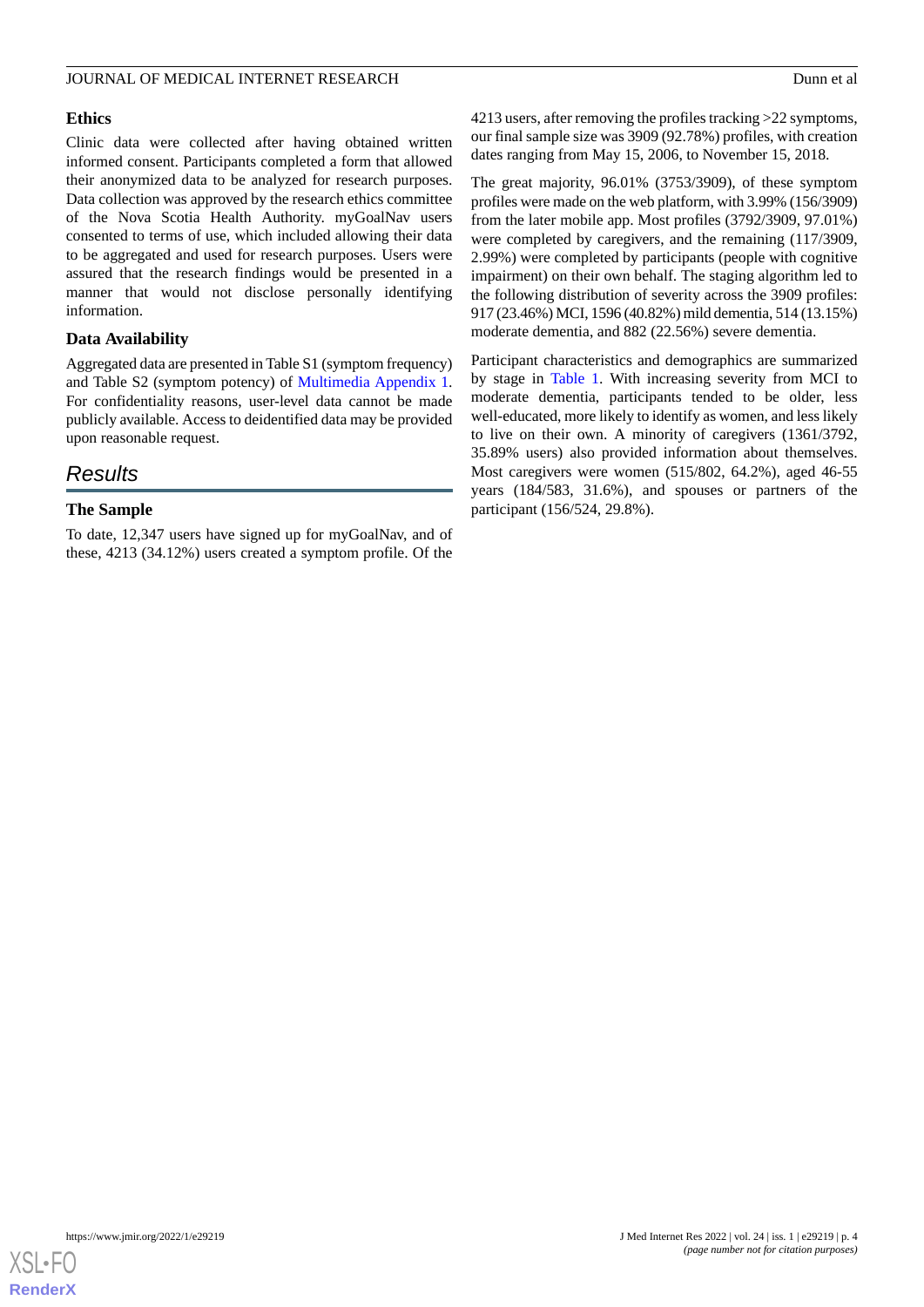### Ethics

Clinic data were collected after having obtained written informed consent. Participants completed a form that allowed their anonymized data to be analyzed for research purposes. Data collection was approved by the research ethics committee of the Nova Scotia Health Authority. myGoalNav users consented to terms of use, which included allowing their data to be aggregated and used for research purposes. Users were assured that the research findings would be presented in a manner that would not disclose personally identifying information.

### Data Availability

Aggregated data are presented in Table S1 (symptom frequency) and Table S2 (symptom potency) of Multimedia Appendix 1. For confidentiality reasons, user-level data cannot be made publicly available. Access to deidentified data may be provided upon reasonable request.

## Results

### The Sample

To date, 12,347 users have signed up for myGoalNav, and of these, 4213 (34.12%) users created a symptom profile. Of the 4213 users, after removing the profiles tracking >22 symptoms, our final sample size was 3909 (92.78%) profiles, with creation dates ranging from May 15, 2006, to November 15, 2018.

The great majority, 96.01% (3753/3909), of these symptom profiles were made on the web platform, with 3.99% (156/3909) from the later mobile app. Most profiles (3792/3909, 97.01%) were completed by caregivers, and the remaining (117/3909, 2.99%) were completed by participants (people with cognitive impairment) on their own behalf. The staging algorithm led to the following distribution of severity across the 3909 profiles: 917 (23.46%) MCI, 1596 (40.82%) mild dementia, 514 (13.15%) moderate dementia, and 882 (22.56%) severe dementia.

Participant characteristics and demographics are summarized by stage in Table 1. With increasing severity from MCI to moderate dementia, participants tended to be older, less well-educated, more likely to identify as women, and less likely to live on their own. A minority of caregivers (1361/3792, 35.89% users) also provided information about themselves. Most caregivers were women (515/802, 64.2%), aged 46-55 years (184/583, 31.6%), and spouses or partners of the participant (156/524, 29.8%).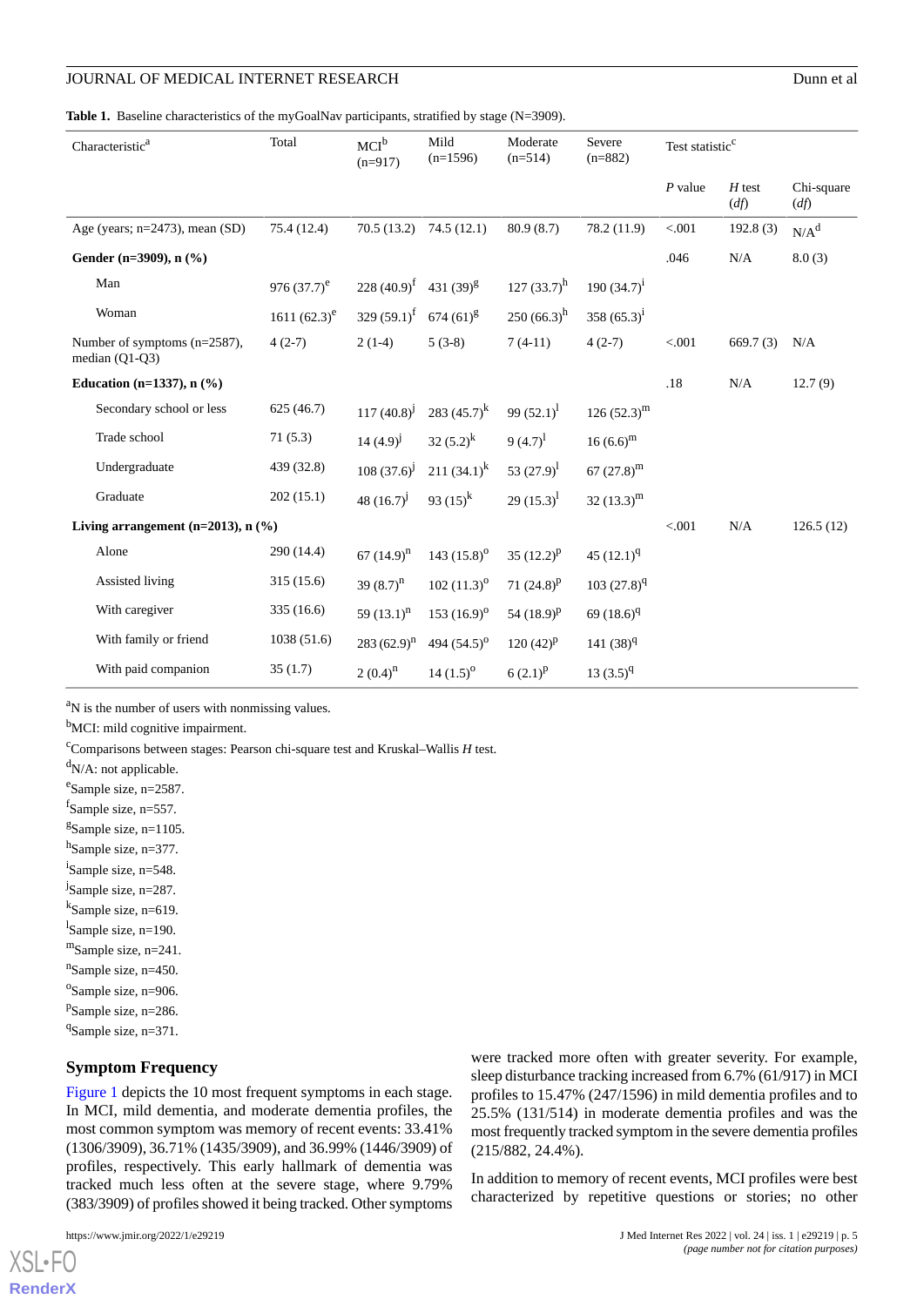**Table 1.** Baseline characteristics of the myGoalNav participants, stratified by stage (N=3909).

| Characteristic[a] | Total | MCI[b] (n=917) | Mild (n=1596) | Moderate (n=514) | Severe (n=882) | Test statistic[c] | | |
|---|---|---|---|---|---|---|---|---|
| | | | | | | *P* value | *H* test (*df*) | Chi-square (*df*) |
| Age (years; n=2473), mean (SD) | 75.4 (12.4) | 70.5 (13.2) | 74.5 (12.1) | 80.9 (8.7) | 78.2 (11.9) | <.001 | 192.8 (3) | N/A[d] |
| **Gender (n=3909), n (%)** | | | | | | .046 | N/A | 8.0 (3) |
| Man | 976 (37.7)[e] | 228 (40.9)[f] | 431 (39)[g] | 127 (33.7)[h] | 190 (34.7)[i] | | | |
| Woman | 1611 (62.3)[e] | 329 (59.1)[f] | 674 (61)[g] | 250 (66.3)[h] | 358 (65.3)[i] | | | |
| Number of symptoms (n=2587), median (Q1-Q3) | 4 (2-7) | 2 (1-4) | 5 (3-8) | 7 (4-11) | 4 (2-7) | <.001 | 669.7 (3) | N/A |
| **Education (n=1337), n (%)** | | | | | | .18 | N/A | 12.7 (9) |
| Secondary school or less | 625 (46.7) | 117 (40.8)[j] | 283 (45.7)[k] | 99 (52.1)[l] | 126 (52.3)[m] | | | |
| Trade school | 71 (5.3) | 14 (4.9)[j] | 32 (5.2)[k] | 9 (4.7)[l] | 16 (6.6)[m] | | | |
| Undergraduate | 439 (32.8) | 108 (37.6)[j] | 211 (34.1)[k] | 53 (27.9)[l] | 67 (27.8)[m] | | | |
| Graduate | 202 (15.1) | 48 (16.7)[j] | 93 (15)[k] | 29 (15.3)[l] | 32 (13.3)[m] | | | |
| **Living arrangement (n=2013), n (%)** | | | | | | <.001 | N/A | 126.5 (12) |
| Alone | 290 (14.4) | 67 (14.9)[n] | 143 (15.8)[o] | 35 (12.2)[p] | 45 (12.1)[q] | | | |
| Assisted living | 315 (15.6) | 39 (8.7)[n] | 102 (11.3)[o] | 71 (24.8)[p] | 103 (27.8)[q] | | | |
| With caregiver | 335 (16.6) | 59 (13.1)[n] | 153 (16.9)[o] | 54 (18.9)[p] | 69 (18.6)[q] | | | |
| With family or friend | 1038 (51.6) | 283 (62.9)[n] | 494 (54.5)[o] | 120 (42)[p] | 141 (38)[q] | | | |
| With paid companion | 35 (1.7) | 2 (0.4)[n] | 14 (1.5)[o] | 6 (2.1)[p] | 13 (3.5)[q] | | | |

[a]N is the number of users with nonmissing values.
[b]MCI: mild cognitive impairment.
[c]Comparisons between stages: Pearson chi-square test and Kruskal–Wallis *H* test.
[d]N/A: not applicable.
[e]Sample size, n=2587.
[f]Sample size, n=557.
[g]Sample size, n=1105.
[h]Sample size, n=377.
[i]Sample size, n=548.
[j]Sample size, n=287.
[k]Sample size, n=619.
[l]Sample size, n=190.
[m]Sample size, n=241.
[n]Sample size, n=450.
[o]Sample size, n=906.
[p]Sample size, n=286.
[q]Sample size, n=371.

## Symptom Frequency

Figure 1 depicts the 10 most frequent symptoms in each stage. In MCI, mild dementia, and moderate dementia profiles, the most common symptom was memory of recent events: 33.41% (1306/3909), 36.71% (1435/3909), and 36.99% (1446/3909) of profiles, respectively. This early hallmark of dementia was tracked much less often at the severe stage, where 9.79% (383/3909) of profiles showed it being tracked. Other symptoms were tracked more often with greater severity. For example, sleep disturbance tracking increased from 6.7% (61/917) in MCI profiles to 15.47% (247/1596) in mild dementia profiles and to 25.5% (131/514) in moderate dementia profiles and was the most frequently tracked symptom in the severe dementia profiles (215/882, 24.4%).

In addition to memory of recent events, MCI profiles were best characterized by repetitive questions or stories; no other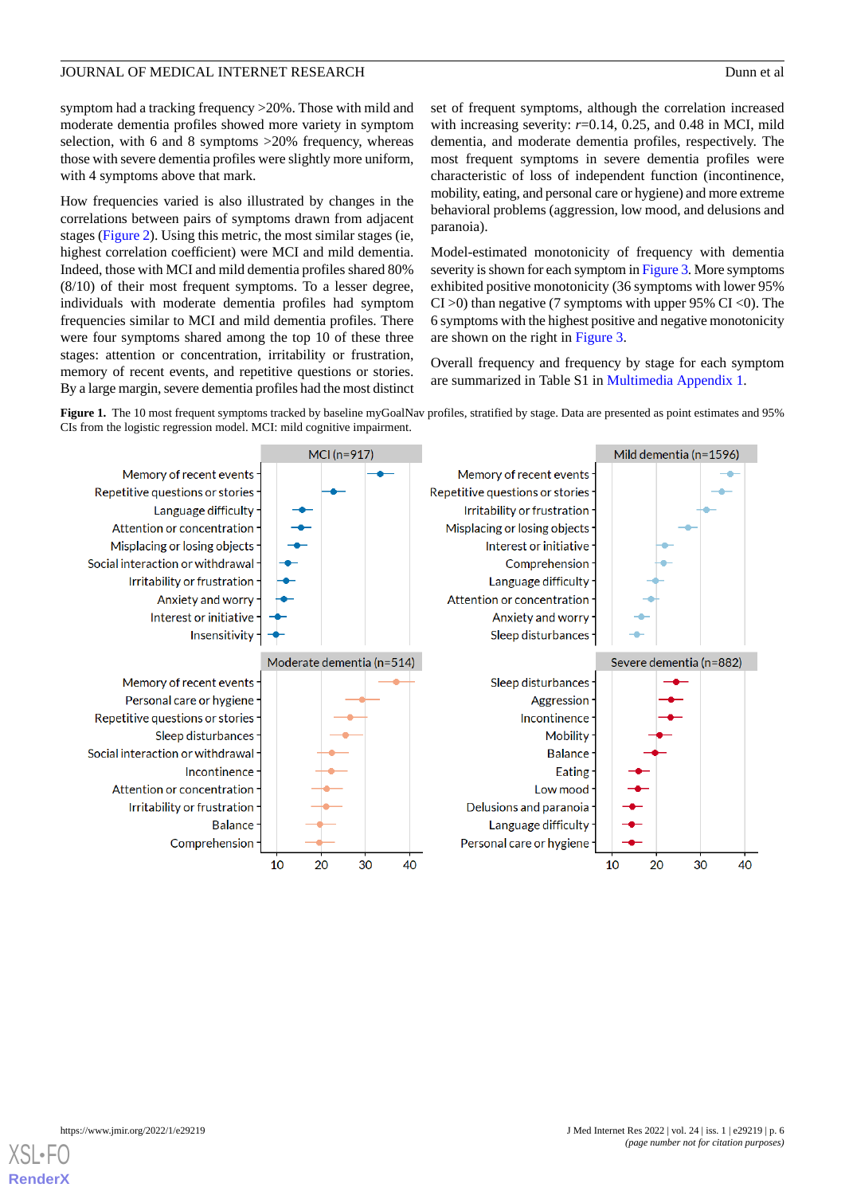symptom had a tracking frequency >20%. Those with mild and moderate dementia profiles showed more variety in symptom selection, with 6 and 8 symptoms >20% frequency, whereas those with severe dementia profiles were slightly more uniform, with 4 symptoms above that mark.

How frequencies varied is also illustrated by changes in the correlations between pairs of symptoms drawn from adjacent stages (Figure 2). Using this metric, the most similar stages (ie, highest correlation coefficient) were MCI and mild dementia. Indeed, those with MCI and mild dementia profiles shared 80% (8/10) of their most frequent symptoms. To a lesser degree, individuals with moderate dementia profiles had symptom frequencies similar to MCI and mild dementia profiles. There were four symptoms shared among the top 10 of these three stages: attention or concentration, irritability or frustration, memory of recent events, and repetitive questions or stories. By a large margin, severe dementia profiles had the most distinct set of frequent symptoms, although the correlation increased with increasing severity: $r$=0.14, 0.25, and 0.48 in MCI, mild dementia, and moderate dementia profiles, respectively. The most frequent symptoms in severe dementia profiles were characteristic of loss of independent function (incontinence, mobility, eating, and personal care or hygiene) and more extreme behavioral problems (aggression, low mood, and delusions and paranoia).

Model-estimated monotonicity of frequency with dementia severity is shown for each symptom in Figure 3. More symptoms exhibited positive monotonicity (36 symptoms with lower 95% CI >0) than negative (7 symptoms with upper 95% CI <0). The 6 symptoms with the highest positive and negative monotonicity are shown on the right in Figure 3.

Overall frequency and frequency by stage for each symptom are summarized in Table S1 in Multimedia Appendix 1.

**Figure 1.** The 10 most frequent symptoms tracked by baseline myGoalNav profiles, stratified by stage. Data are presented as point estimates and 95% CIs from the logistic regression model. MCI: mild cognitive impairment.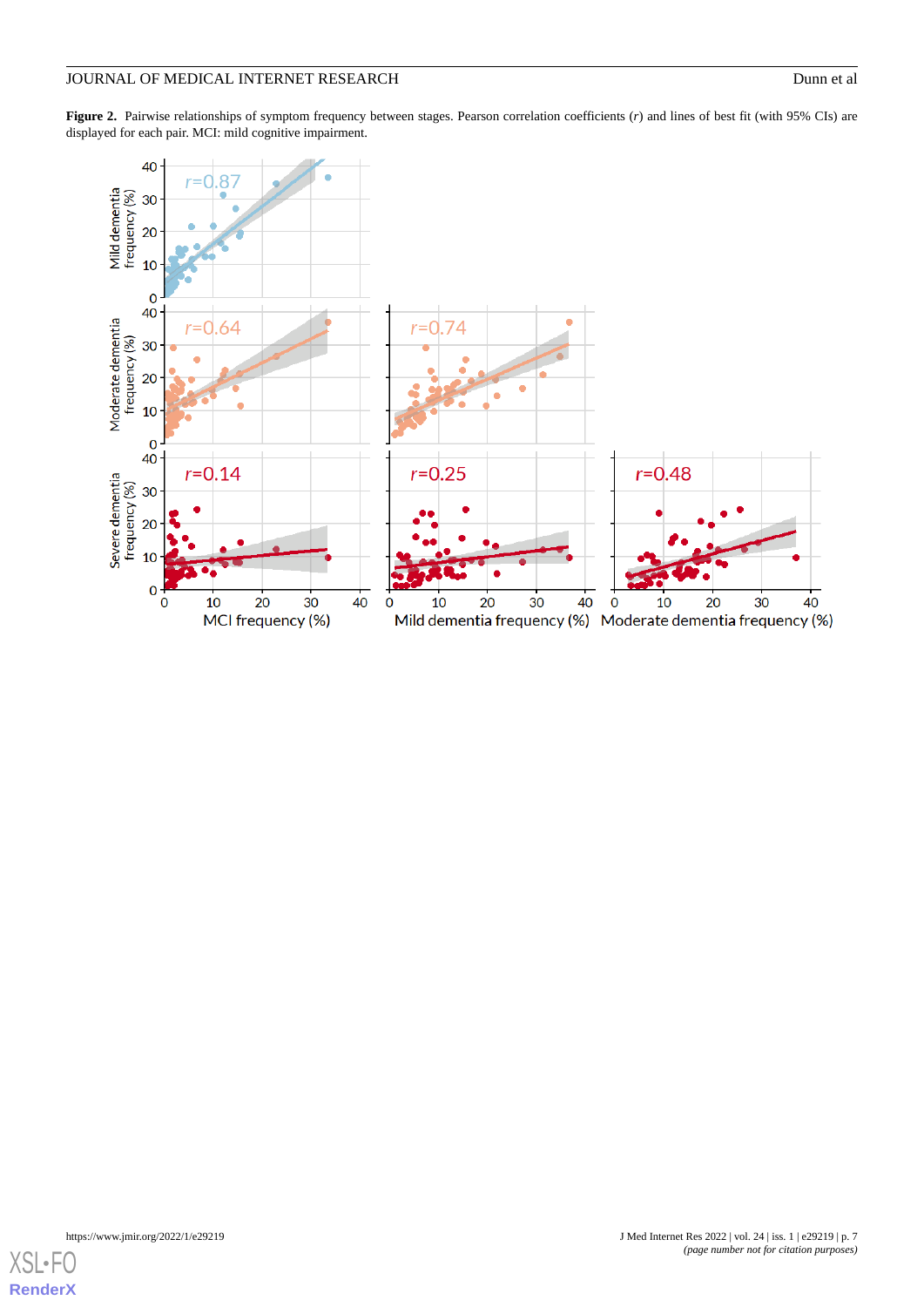**Figure 2.** Pairwise relationships of symptom frequency between stages. Pearson correlation coefficients (*r*) and lines of best fit (with 95% CIs) are displayed for each pair. MCI: mild cognitive impairment.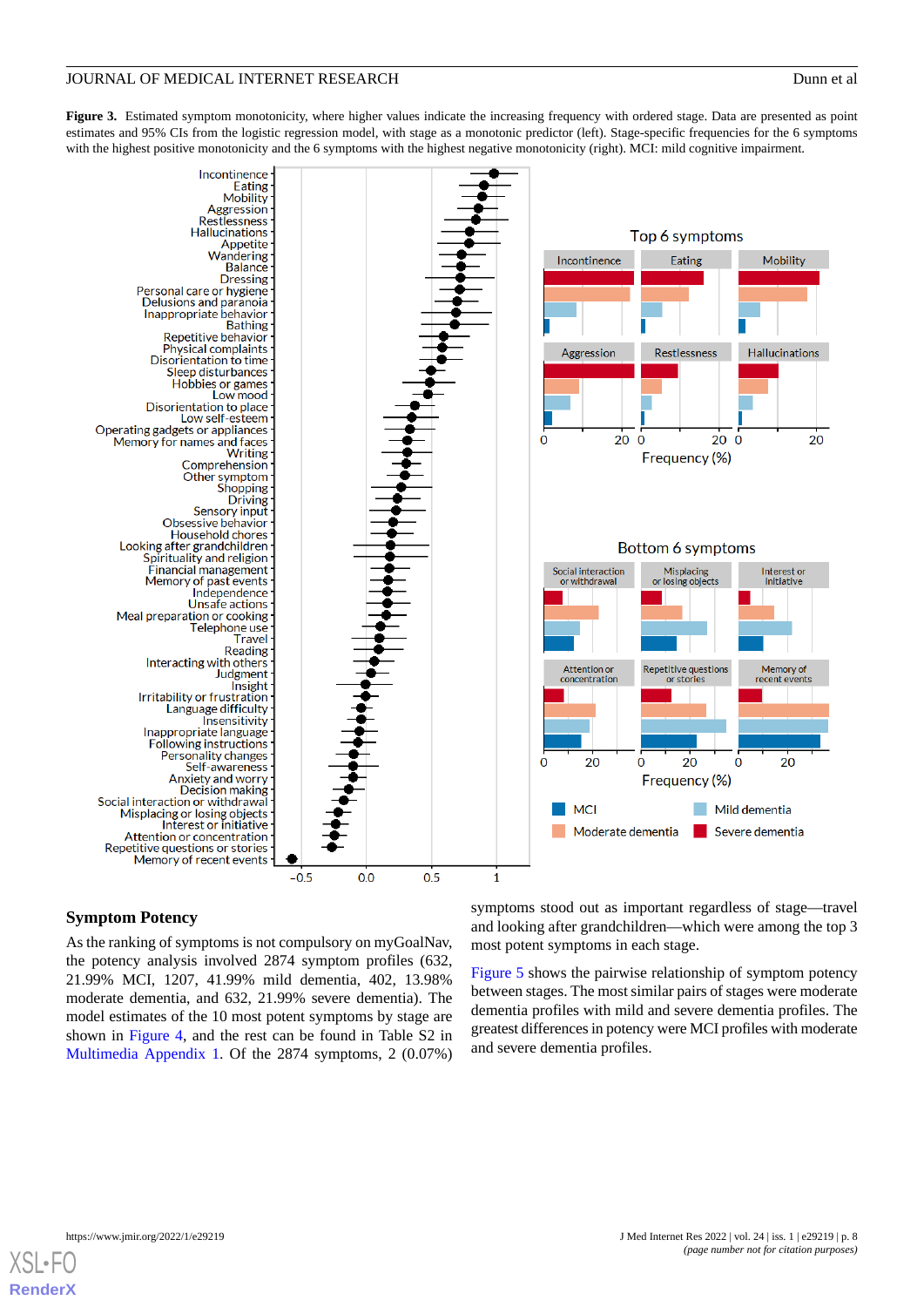**Figure 3.** Estimated symptom monotonicity, where higher values indicate the increasing frequency with ordered stage. Data are presented as point estimates and 95% CIs from the logistic regression model, with stage as a monotonic predictor (left). Stage-specific frequencies for the 6 symptoms with the highest positive monotonicity and the 6 symptoms with the highest negative monotonicity (right). MCI: mild cognitive impairment.

## Symptom Potency

As the ranking of symptoms is not compulsory on myGoalNav, the potency analysis involved 2874 symptom profiles (632, 21.99% MCI, 1207, 41.99% mild dementia, 402, 13.98% moderate dementia, and 632, 21.99% severe dementia). The model estimates of the 10 most potent symptoms by stage are shown in Figure 4, and the rest can be found in Table S2 in Multimedia Appendix 1. Of the 2874 symptoms, 2 (0.07%) symptoms stood out as important regardless of stage—travel and looking after grandchildren—which were among the top 3 most potent symptoms in each stage.

Figure 5 shows the pairwise relationship of symptom potency between stages. The most similar pairs of stages were moderate dementia profiles with mild and severe dementia profiles. The greatest differences in potency were MCI profiles with moderate and severe profiles.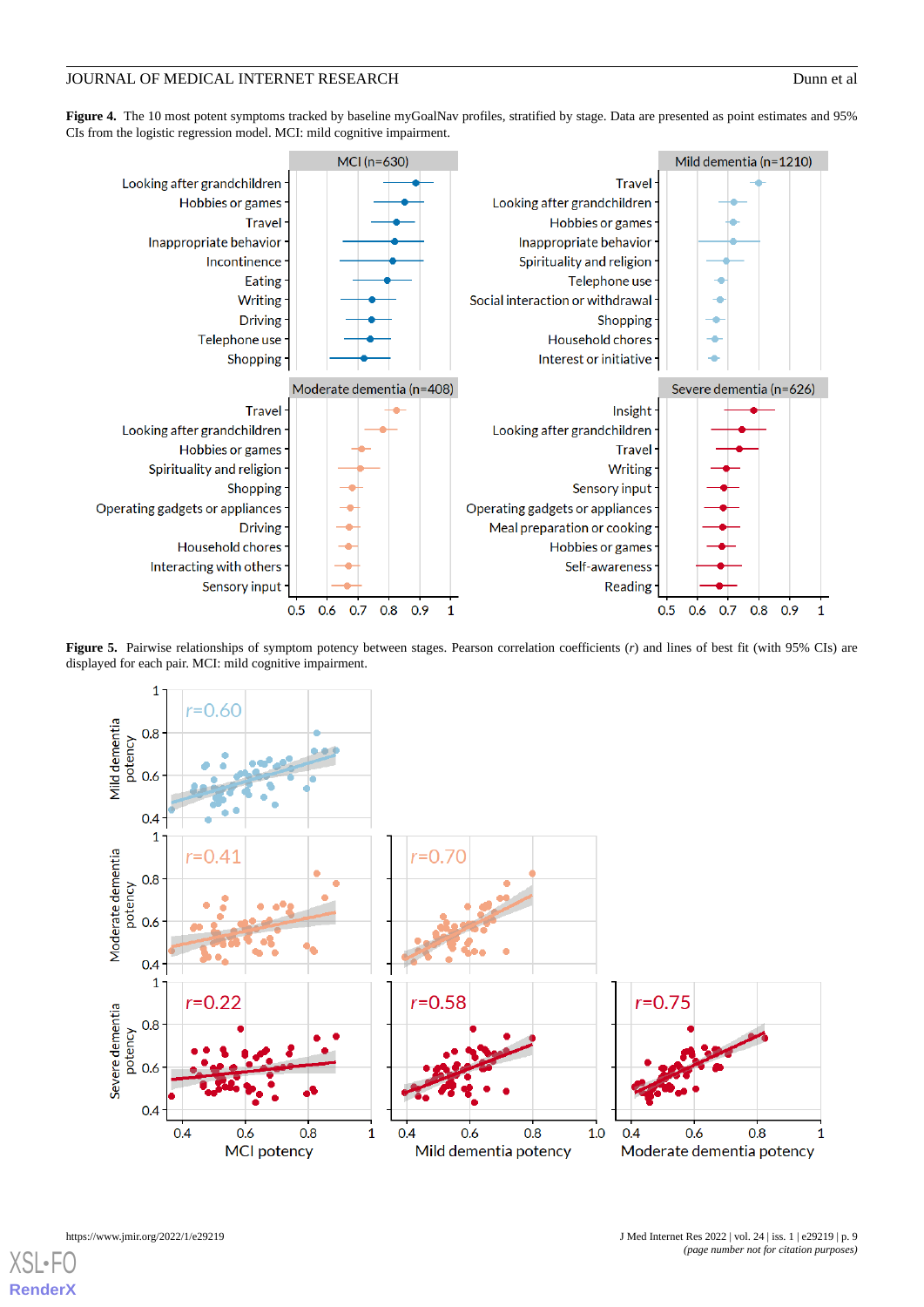**Figure 4.** The 10 most potent symptoms tracked by baseline myGoalNav profiles, stratified by stage. Data are presented as point estimates and 95% CIs from the logistic regression model. MCI: mild cognitive impairment.

**Figure 5.** Pairwise relationships of symptom potency between stages. Pearson correlation coefficients (*r*) and lines of best fit (with 95% CIs) are displayed for each pair. MCI: mild cognitive impairment.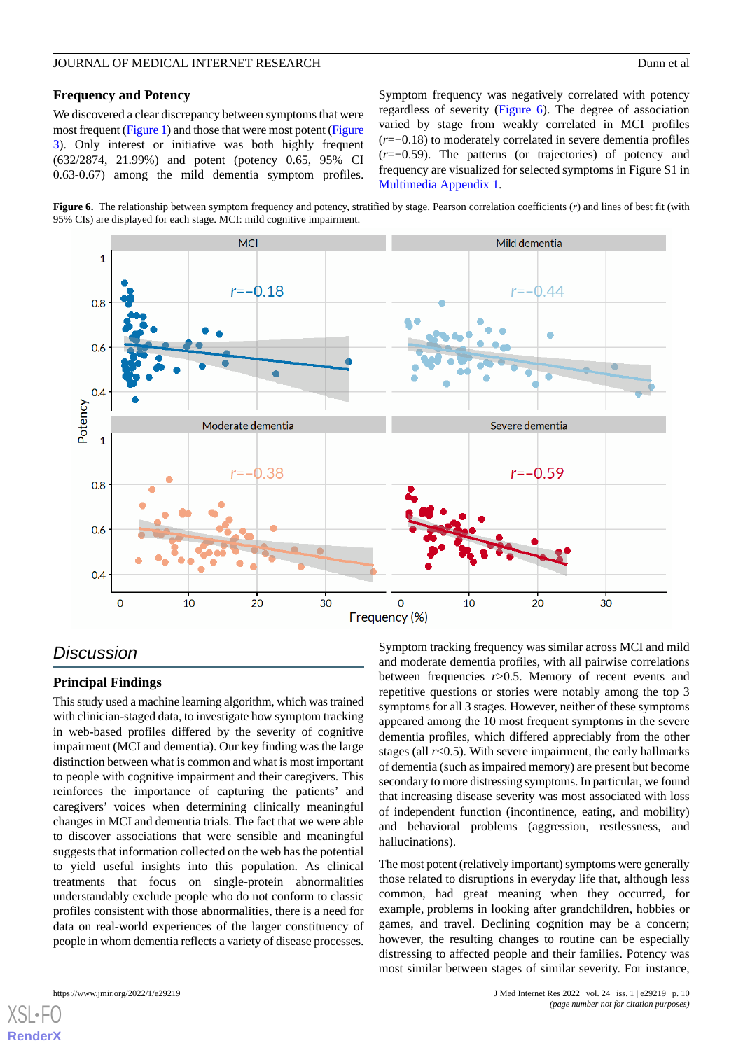### Frequency and Potency

We discovered a clear discrepancy between symptoms that were most frequent (Figure 1) and those that were most potent (Figure 3). Only interest or initiative was both highly frequent (632/2874, 21.99%) and potent (potency 0.65, 95% CI 0.63-0.67) among the mild dementia symptom profiles.

Symptom frequency was negatively correlated with potency regardless of severity (Figure 6). The degree of association varied by stage from weakly correlated in MCI profiles ($r$=−0.18) to moderately correlated in severe dementia profiles ($r$=−0.59). The patterns (or trajectories) of potency and frequency are visualized for selected symptoms in Figure S1 in Multimedia Appendix 1.

**Figure 6.** The relationship between symptom frequency and potency, stratified by stage. Pearson correlation coefficients ($r$) and lines of best fit (with 95% CIs) are displayed for each stage. MCI: mild cognitive impairment.

## Discussion

### Principal Findings

This study used a machine learning algorithm, which was trained with clinician-staged data, to investigate how symptom tracking in web-based profiles differed by the severity of cognitive impairment (MCI and dementia). Our key finding was the large distinction between what is common and what is most important to people with cognitive impairment and their caregivers. This reinforces the importance of capturing the patients' and caregivers' voices when determining clinically meaningful changes in MCI and dementia trials. The fact that we were able to discover associations that were sensible and meaningful suggests that information collected on the web has the potential to yield useful insights into this population. As clinical treatments that focus on single-protein abnormalities understandably exclude people who do not conform to classic profiles consistent with those abnormalities, there is a need for data on real-world experiences of the larger constituency of people in whom dementia reflects a variety of disease processes.

Symptom tracking frequency was similar across MCI and mild and moderate dementia profiles, with all pairwise correlations between frequencies $r$>0.5. Memory of recent events and repetitive questions or stories were notably among the top 3 symptoms for all 3 stages. However, neither of these symptoms appeared among the 10 most frequent symptoms in the severe dementia profiles, which differed appreciably from the other stages (all $r$<0.5). With severe impairment, the early hallmarks of dementia (such as impaired memory) are present but become secondary to more distressing symptoms. In particular, we found that increasing disease severity was most associated with loss of independent function (incontinence, eating, and mobility) and behavioral problems (aggression, restlessness, and hallucinations).

The most potent (relatively important) symptoms were generally those related to disruptions in everyday life that, although less common, had great meaning when they occurred, for example, problems in looking after grandchildren, hobbies or games, and travel. Declining cognition may be a concern; however, the resulting changes to routine can be especially distressing to affected people and their families. Potency was most similar between stages of similar severity. For instance,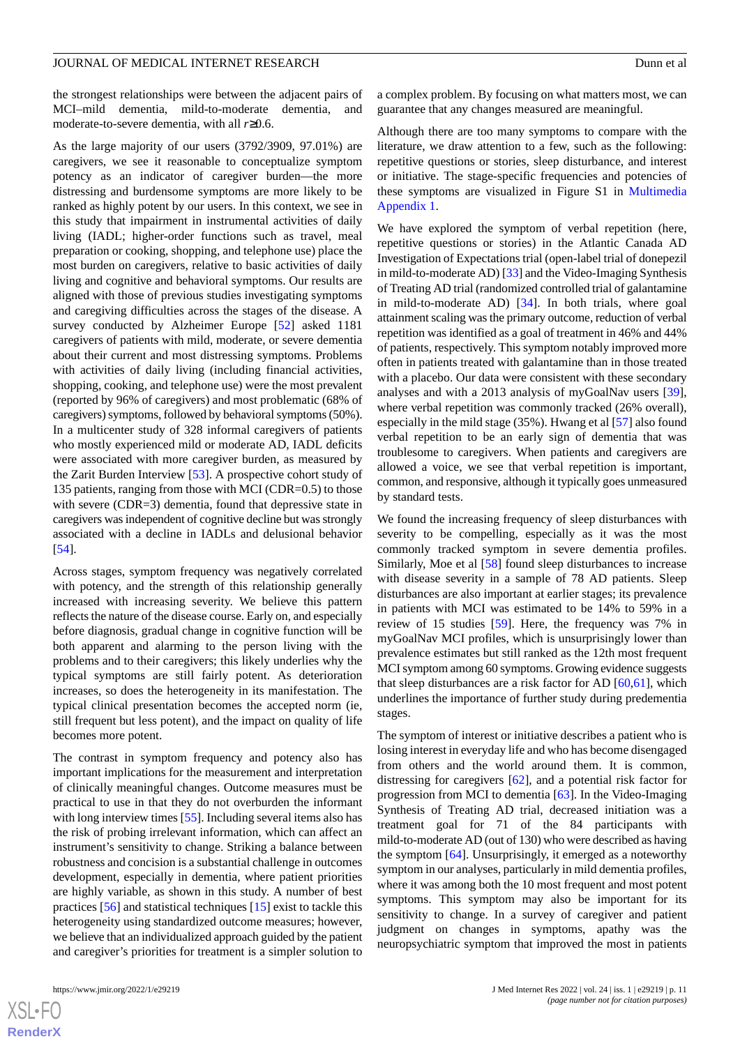the strongest relationships were between the adjacent pairs of MCI–mild dementia, mild-to-moderate dementia, and moderate-to-severe dementia, with all $r≥0.6$.

As the large majority of our users (3792/3909, 97.01%) are caregivers, we see it reasonable to conceptualize symptom potency as an indicator of caregiver burden—the more distressing and burdensome symptoms are more likely to be ranked as highly potent by our users. In this context, we see in this study that impairment in instrumental activities of daily living (IADL; higher-order functions such as travel, meal preparation or cooking, shopping, and telephone use) place the most burden on caregivers, relative to basic activities of daily living and cognitive and behavioral symptoms. Our results are aligned with those of previous studies investigating symptoms and caregiving difficulties across the stages of the disease. A survey conducted by Alzheimer Europe [52] asked 1181 caregivers of patients with mild, moderate, or severe dementia about their current and most distressing symptoms. Problems with activities of daily living (including financial activities, shopping, cooking, and telephone use) were the most prevalent (reported by 96% of caregivers) and most problematic (68% of caregivers) symptoms, followed by behavioral symptoms (50%). In a multicenter study of 328 informal caregivers of patients who mostly experienced mild or moderate AD, IADL deficits were associated with more caregiver burden, as measured by the Zarit Burden Interview [53]. A prospective cohort study of 135 patients, ranging from those with MCI (CDR=0.5) to those with severe (CDR=3) dementia, found that depressive state in caregivers was independent of cognitive decline but was strongly associated with a decline in IADLs and delusional behavior [54].

Across stages, symptom frequency was negatively correlated with potency, and the strength of this relationship generally increased with increasing severity. We believe this pattern reflects the nature of the disease course. Early on, and especially before diagnosis, gradual change in cognitive function will be both apparent and alarming to the person living with the problems and to their caregivers; this likely underlies why the typical symptoms are still fairly potent. As deterioration increases, so does the heterogeneity in its manifestation. The typical clinical presentation becomes the accepted norm (ie, still frequent but less potent), and the impact on quality of life becomes more potent.

The contrast in symptom frequency and potency also has important implications for the measurement and interpretation of clinically meaningful changes. Outcome measures must be practical to use in that they do not overburden the informant with long interview times [55]. Including several items also has the risk of probing irrelevant information, which can affect an instrument's sensitivity to change. Striking a balance between robustness and concision is a substantial challenge in outcomes development, especially in dementia, where patient priorities are highly variable, as shown in this study. A number of best practices [56] and statistical techniques [15] exist to tackle this heterogeneity using standardized outcome measures; however, we believe that an individualized approach guided by the patient and caregiver's priorities for treatment is a simpler solution to a complex problem. By focusing on what matters most, we can guarantee that any changes measured are meaningful.

Although there are too many symptoms to compare with the literature, we draw attention to a few, such as the following: repetitive questions or stories, sleep disturbance, and interest or initiative. The stage-specific frequencies and potencies of these symptoms are visualized in Figure S1 in Multimedia Appendix 1.

We have explored the symptom of verbal repetition (here, repetitive questions or stories) in the Atlantic Canada AD Investigation of Expectations trial (open-label trial of donepezil in mild-to-moderate AD) [33] and the Video-Imaging Synthesis of Treating AD trial (randomized controlled trial of galantamine in mild-to-moderate AD) [34]. In both trials, where goal attainment scaling was the primary outcome, reduction of verbal repetition was identified as a goal of treatment in 46% and 44% of patients, respectively. This symptom notably improved more often in patients treated with galantamine than in those treated with a placebo. Our data were consistent with these secondary analyses and with a 2013 analysis of myGoalNav users [39], where verbal repetition was commonly tracked (26% overall), especially in the mild stage (35%). Hwang et al [57] also found verbal repetition to be an early sign of dementia that was troublesome to caregivers. When patients and caregivers are allowed a voice, we see that verbal repetition is important, common, and responsive, although it typically goes unmeasured by standard tests.

We found the increasing frequency of sleep disturbances with severity to be compelling, especially as it was the most commonly tracked symptom in severe dementia profiles. Similarly, Moe et al [58] found sleep disturbances to increase with disease severity in a sample of 78 AD patients. Sleep disturbances are also important at earlier stages; its prevalence in patients with MCI was estimated to be 14% to 59% in a review of 15 studies [59]. Here, the frequency was 7% in myGoalNav MCI profiles, which is unsurprisingly lower than prevalence estimates but still ranked as the 12th most frequent MCI symptom among 60 symptoms. Growing evidence suggests that sleep disturbances are a risk factor for AD [60,61], which underlines the importance of further study during predementia stages.

The symptom of interest or initiative describes a patient who is losing interest in everyday life and who has become disengaged from others and the world around them. It is common, distressing for caregivers [62], and a potential risk factor for progression from MCI to dementia [63]. In the Video-Imaging Synthesis of Treating AD trial, decreased initiation was a treatment goal for 71 of the 84 participants with mild-to-moderate AD (out of 130) who were described as having the symptom [64]. Unsurprisingly, it emerged as a noteworthy symptom in our analyses, particularly in mild dementia profiles, where it was among both the 10 most frequent and most potent symptoms. This symptom may also be important for its sensitivity to change. In a survey of caregiver and patient judgment on changes in symptoms, apathy was the neuropsychiatric symptom that improved the most in patients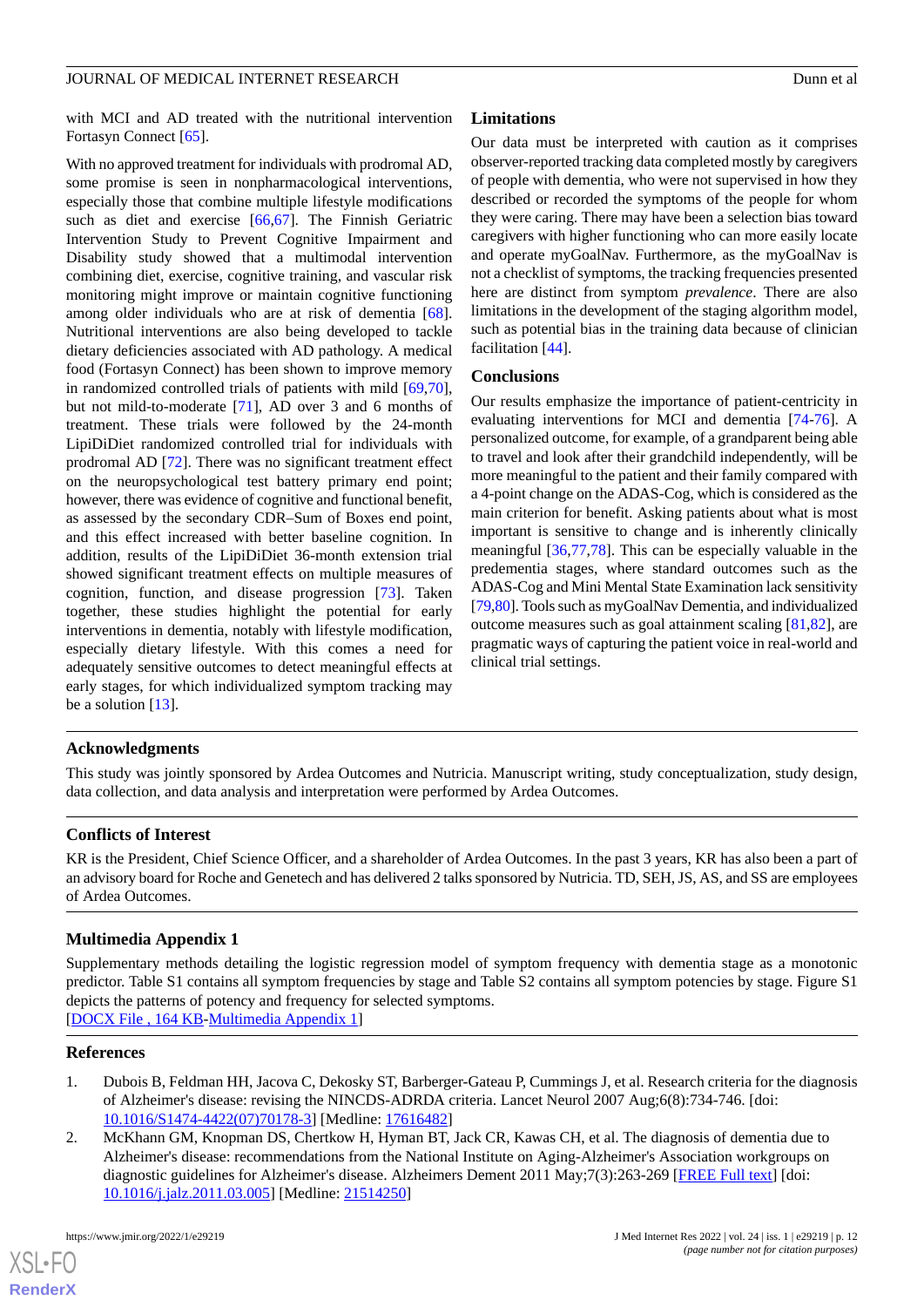with MCI and AD treated with the nutritional intervention Fortasyn Connect [65].

With no approved treatment for individuals with prodromal AD, some promise is seen in nonpharmacological interventions, especially those that combine multiple lifestyle modifications such as diet and exercise [66,67]. The Finnish Geriatric Intervention Study to Prevent Cognitive Impairment and Disability study showed that a multimodal intervention combining diet, exercise, cognitive training, and vascular risk monitoring might improve or maintain cognitive functioning among older individuals who are at risk of dementia [68]. Nutritional interventions are also being developed to tackle dietary deficiencies associated with AD pathology. A medical food (Fortasyn Connect) has been shown to improve memory in randomized controlled trials of patients with mild [69,70], but not mild-to-moderate [71], AD over 3 and 6 months of treatment. These trials were followed by the 24-month LipiDiDiet randomized controlled trial for individuals with prodromal AD [72]. There was no significant treatment effect on the neuropsychological test battery primary end point; however, there was evidence of cognitive and functional benefit, as assessed by the secondary CDR–Sum of Boxes end point, and this effect increased with better baseline cognition. In addition, results of the LipiDiDiet 36-month extension trial showed significant treatment effects on multiple measures of cognition, function, and disease progression [73]. Taken together, these studies highlight the potential for early interventions in dementia, notably with lifestyle modification, especially dietary lifestyle. With this comes a need for adequately sensitive outcomes to detect meaningful effects at early stages, for which individualized symptom tracking may be a solution [13].

### Limitations

Our data must be interpreted with caution as it comprises observer-reported tracking data completed mostly by caregivers of people with dementia, who were not supervised in how they described or recorded the symptoms of the people for whom they were caring. There may have been a selection bias toward caregivers with higher functioning who can more easily locate and operate myGoalNav. Furthermore, as the myGoalNav is not a checklist of symptoms, the tracking frequencies presented here are distinct from symptom *prevalence*. There are also limitations in the development of the staging algorithm model, such as potential bias in the training data because of clinician facilitation [44].

### Conclusions

Our results emphasize the importance of patient-centricity in evaluating interventions for MCI and dementia [74-76]. A personalized outcome, for example, of a grandparent being able to travel and look after their grandchild independently, will be more meaningful to the patient and their family compared with a 4-point change on the ADAS-Cog, which is considered as the main criterion for benefit. Asking patients about what is most important is sensitive to change and is inherently clinically meaningful [36,77,78]. This can be especially valuable in the predementia stages, where standard outcomes such as the ADAS-Cog and Mini Mental State Examination lack sensitivity [79,80]. Tools such as myGoalNav Dementia, and individualized outcome measures such as goal attainment scaling [81,82], are pragmatic ways of capturing the patient voice in real-world and clinical trial settings.

## Acknowledgments

This study was jointly sponsored by Ardea Outcomes and Nutricia. Manuscript writing, study conceptualization, study design, data collection, and data analysis and interpretation were performed by Ardea Outcomes.

## Conflicts of Interest

KR is the President, Chief Science Officer, and a shareholder of Ardea Outcomes. In the past 3 years, KR has also been a part of an advisory board for Roche and Genetech and has delivered 2 talks sponsored by Nutricia. TD, SEH, JS, AS, and SS are employees of Ardea Outcomes.

## Multimedia Appendix 1

Supplementary methods detailing the logistic regression model of symptom frequency with dementia stage as a monotonic predictor. Table S1 contains all symptom frequencies by stage and Table S2 contains all symptom potencies by stage. Figure S1 depicts the patterns of potency and frequency for selected symptoms.
[DOCX File , 164 KB-Multimedia Appendix 1]

## References

1. Dubois B, Feldman HH, Jacova C, Dekosky ST, Barberger-Gateau P, Cummings J, et al. Research criteria for the diagnosis of Alzheimer's disease: revising the NINCDS-ADRDA criteria. Lancet Neurol 2007 Aug;6(8):734-746. [doi: 10.1016/S1474-4422(07)70178-3] [Medline: 17616482]
2. McKhann GM, Knopman DS, Chertkow H, Hyman BT, Jack CR, Kawas CH, et al. The diagnosis of dementia due to Alzheimer's disease: recommendations from the National Institute on Aging-Alzheimer's Association workgroups on diagnostic guidelines for Alzheimer's disease. Alzheimers Dement 2011 May;7(3):263-269 [FREE Full text] [doi: 10.1016/j.jalz.2011.03.005] [Medline: 21514250]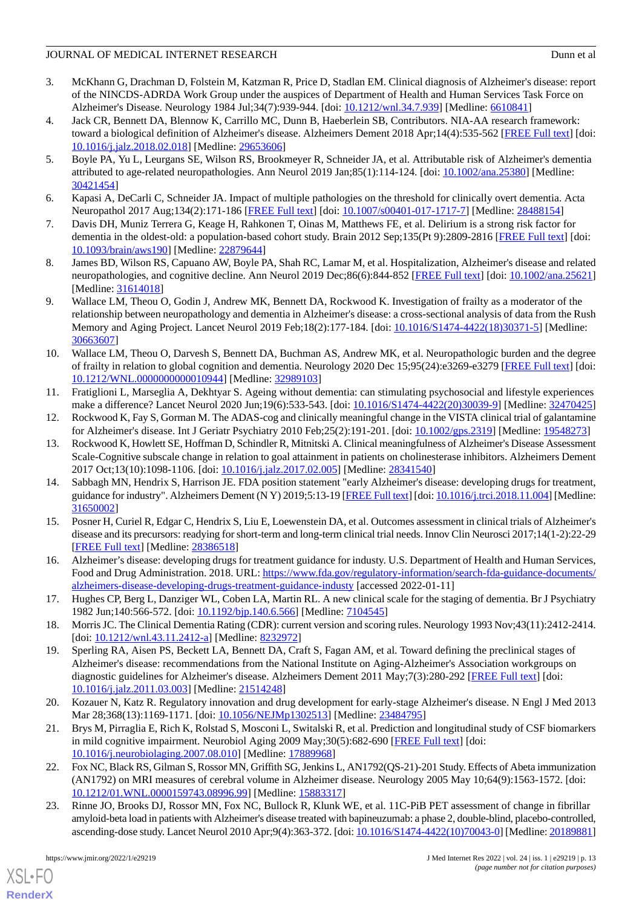3. McKhann G, Drachman D, Folstein M, Katzman R, Price D, Stadlan EM. Clinical diagnosis of Alzheimer's disease: report of the NINCDS-ADRDA Work Group under the auspices of Department of Health and Human Services Task Force on Alzheimer's Disease. Neurology 1984 Jul;34(7):939-944. [doi: 10.1212/wnl.34.7.939] [Medline: 6610841]
4. Jack CR, Bennett DA, Blennow K, Carrillo MC, Dunn B, Haeberlein SB, Contributors. NIA-AA research framework: toward a biological definition of Alzheimer's disease. Alzheimers Dement 2018 Apr;14(4):535-562 [FREE Full text] [doi: 10.1016/j.jalz.2018.02.018] [Medline: 29653606]
5. Boyle PA, Yu L, Leurgans SE, Wilson RS, Brookmeyer R, Schneider JA, et al. Attributable risk of Alzheimer's dementia attributed to age-related neuropathologies. Ann Neurol 2019 Jan;85(1):114-124. [doi: 10.1002/ana.25380] [Medline: 30421454]
6. Kapasi A, DeCarli C, Schneider JA. Impact of multiple pathologies on the threshold for clinically overt dementia. Acta Neuropathol 2017 Aug;134(2):171-186 [FREE Full text] [doi: 10.1007/s00401-017-1717-7] [Medline: 28488154]
7. Davis DH, Muniz Terrera G, Keage H, Rahkonen T, Oinas M, Matthews FE, et al. Delirium is a strong risk factor for dementia in the oldest-old: a population-based cohort study. Brain 2012 Sep;135(Pt 9):2809-2816 [FREE Full text] [doi: 10.1093/brain/aws190] [Medline: 22879644]
8. James BD, Wilson RS, Capuano AW, Boyle PA, Shah RC, Lamar M, et al. Hospitalization, Alzheimer's disease and related neuropathologies, and cognitive decline. Ann Neurol 2019 Dec;86(6):844-852 [FREE Full text] [doi: 10.1002/ana.25621] [Medline: 31614018]
9. Wallace LM, Theou O, Godin J, Andrew MK, Bennett DA, Rockwood K. Investigation of frailty as a moderator of the relationship between neuropathology and dementia in Alzheimer's disease: a cross-sectional analysis of data from the Rush Memory and Aging Project. Lancet Neurol 2019 Feb;18(2):177-184. [doi: 10.1016/S1474-4422(18)30371-5] [Medline: 30663607]
10. Wallace LM, Theou O, Darvesh S, Bennett DA, Buchman AS, Andrew MK, et al. Neuropathologic burden and the degree of frailty in relation to global cognition and dementia. Neurology 2020 Dec 15;95(24):e3269-e3279 [FREE Full text] [doi: 10.1212/WNL.0000000000010944] [Medline: 32989103]
11. Fratiglioni L, Marseglia A, Dekhtyar S. Ageing without dementia: can stimulating psychosocial and lifestyle experiences make a difference? Lancet Neurol 2020 Jun;19(6):533-543. [doi: 10.1016/S1474-4422(20)30039-9] [Medline: 32470425]
12. Rockwood K, Fay S, Gorman M. The ADAS-cog and clinically meaningful change in the VISTA clinical trial of galantamine for Alzheimer's disease. Int J Geriatr Psychiatry 2010 Feb;25(2):191-201. [doi: 10.1002/gps.2319] [Medline: 19548273]
13. Rockwood K, Howlett SE, Hoffman D, Schindler R, Mitnitski A. Clinical meaningfulness of Alzheimer's Disease Assessment Scale-Cognitive subscale change in relation to goal attainment in patients on cholinesterase inhibitors. Alzheimers Dement 2017 Oct;13(10):1098-1106. [doi: 10.1016/j.jalz.2017.02.005] [Medline: 28341540]
14. Sabbagh MN, Hendrix S, Harrison JE. FDA position statement "early Alzheimer's disease: developing drugs for treatment, guidance for industry". Alzheimers Dement (N Y) 2019;5:13-19 [FREE Full text] [doi: 10.1016/j.trci.2018.11.004] [Medline: 31650002]
15. Posner H, Curiel R, Edgar C, Hendrix S, Liu E, Loewenstein DA, et al. Outcomes assessment in clinical trials of Alzheimer's disease and its precursors: readying for short-term and long-term clinical trial needs. Innov Clin Neurosci 2017;14(1-2):22-29 [FREE Full text] [Medline: 28386518]
16. Alzheimer's disease: developing drugs for treatment guidance for industy. U.S. Department of Health and Human Services, Food and Drug Administration. 2018. URL: https://www.fda.gov/regulatory-information/search-fda-guidance-documents/alzheimers-disease-developing-drugs-treatment-guidance-industy [accessed 2022-01-11]
17. Hughes CP, Berg L, Danziger WL, Coben LA, Martin RL. A new clinical scale for the staging of dementia. Br J Psychiatry 1982 Jun;140:566-572. [doi: 10.1192/bjp.140.6.566] [Medline: 7104545]
18. Morris JC. The Clinical Dementia Rating (CDR): current version and scoring rules. Neurology 1993 Nov;43(11):2412-2414. [doi: 10.1212/wnl.43.11.2412-a] [Medline: 8232972]
19. Sperling RA, Aisen PS, Beckett LA, Bennett DA, Craft S, Fagan AM, et al. Toward defining the preclinical stages of Alzheimer's disease: recommendations from the National Institute on Aging-Alzheimer's Association workgroups on diagnostic guidelines for Alzheimer's disease. Alzheimers Dement 2011 May;7(3):280-292 [FREE Full text] [doi: 10.1016/j.jalz.2011.03.003] [Medline: 21514248]
20. Kozauer N, Katz R. Regulatory innovation and drug development for early-stage Alzheimer's disease. N Engl J Med 2013 Mar 28;368(13):1169-1171. [doi: 10.1056/NEJMp1302513] [Medline: 23484795]
21. Brys M, Pirraglia E, Rich K, Rolstad S, Mosconi L, Switalski R, et al. Prediction and longitudinal study of CSF biomarkers in mild cognitive impairment. Neurobiol Aging 2009 May;30(5):682-690 [FREE Full text] [doi: 10.1016/j.neurobiolaging.2007.08.010] [Medline: 17889968]
22. Fox NC, Black RS, Gilman S, Rossor MN, Griffith SG, Jenkins L, AN1792(QS-21)-201 Study. Effects of Abeta immunization (AN1792) on MRI measures of cerebral volume in Alzheimer disease. Neurology 2005 May 10;64(9):1563-1572. [doi: 10.1212/01.WNL.0000159743.08996.99] [Medline: 15883317]
23. Rinne JO, Brooks DJ, Rossor MN, Fox NC, Bullock R, Klunk WE, et al. 11C-PiB PET assessment of change in fibrillar amyloid-beta load in patients with Alzheimer's disease treated with bapineuzumab: a phase 2, double-blind, placebo-controlled, ascending-dose study. Lancet Neurol 2010 Apr;9(4):363-372. [doi: 10.1016/S1474-4422(10)70043-0] [Medline: 20189881]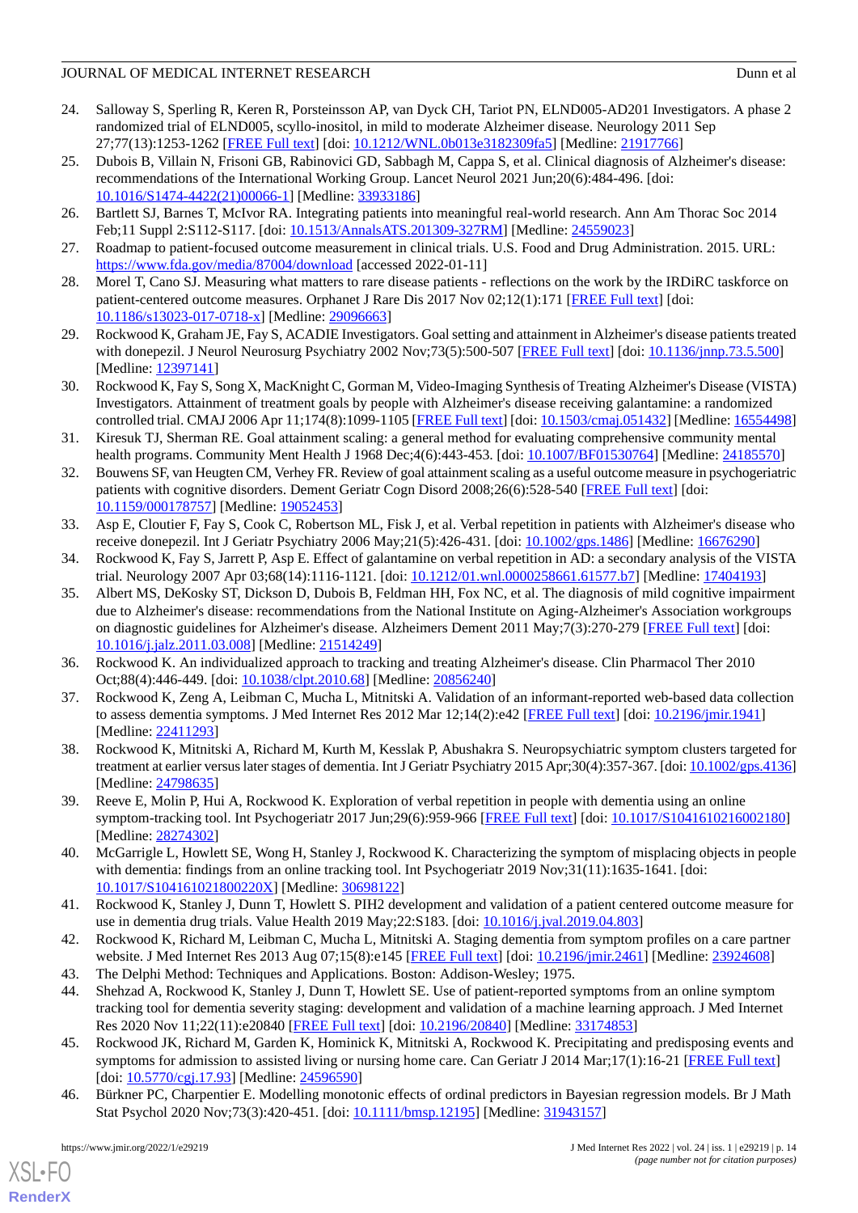24. Salloway S, Sperling R, Keren R, Porsteinsson AP, van Dyck CH, Tariot PN, ELND005-AD201 Investigators. A phase 2 randomized trial of ELND005, scyllo-inositol, in mild to moderate Alzheimer disease. Neurology 2011 Sep 27;77(13):1253-1262 [FREE Full text] [doi: 10.1212/WNL.0b013e3182309fa5] [Medline: 21917766]
25. Dubois B, Villain N, Frisoni GB, Rabinovici GD, Sabbagh M, Cappa S, et al. Clinical diagnosis of Alzheimer's disease: recommendations of the International Working Group. Lancet Neurol 2021 Jun;20(6):484-496. [doi: 10.1016/S1474-4422(21)00066-1] [Medline: 33933186]
26. Bartlett SJ, Barnes T, McIvor RA. Integrating patients into meaningful real-world research. Ann Am Thorac Soc 2014 Feb;11 Suppl 2:S112-S117. [doi: 10.1513/AnnalsATS.201309-327RM] [Medline: 24559023]
27. Roadmap to patient-focused outcome measurement in clinical trials. U.S. Food and Drug Administration. 2015. URL: https://www.fda.gov/media/87004/download [accessed 2022-01-11]
28. Morel T, Cano SJ. Measuring what matters to rare disease patients - reflections on the work by the IRDiRC taskforce on patient-centered outcome measures. Orphanet J Rare Dis 2017 Nov 02;12(1):171 [FREE Full text] [doi: 10.1186/s13023-017-0718-x] [Medline: 29096663]
29. Rockwood K, Graham JE, Fay S, ACADIE Investigators. Goal setting and attainment in Alzheimer's disease patients treated with donepezil. J Neurol Neurosurg Psychiatry 2002 Nov;73(5):500-507 [FREE Full text] [doi: 10.1136/jnnp.73.5.500] [Medline: 12397141]
30. Rockwood K, Fay S, Song X, MacKnight C, Gorman M, Video-Imaging Synthesis of Treating Alzheimer's Disease (VISTA) Investigators. Attainment of treatment goals by people with Alzheimer's disease receiving galantamine: a randomized controlled trial. CMAJ 2006 Apr 11;174(8):1099-1105 [FREE Full text] [doi: 10.1503/cmaj.051432] [Medline: 16554498]
31. Kiresuk TJ, Sherman RE. Goal attainment scaling: a general method for evaluating comprehensive community mental health programs. Community Ment Health J 1968 Dec;4(6):443-453. [doi: 10.1007/BF01530764] [Medline: 24185570]
32. Bouwens SF, van Heugten CM, Verhey FR. Review of goal attainment scaling as a useful outcome measure in psychogeriatric patients with cognitive disorders. Dement Geriatr Cogn Disord 2008;26(6):528-540 [FREE Full text] [doi: 10.1159/000178757] [Medline: 19052453]
33. Asp E, Cloutier F, Fay S, Cook C, Robertson ML, Fisk J, et al. Verbal repetition in patients with Alzheimer's disease who receive donepezil. Int J Geriatr Psychiatry 2006 May;21(5):426-431. [doi: 10.1002/gps.1486] [Medline: 16676290]
34. Rockwood K, Fay S, Jarrett P, Asp E. Effect of galantamine on verbal repetition in AD: a secondary analysis of the VISTA trial. Neurology 2007 Apr 03;68(14):1116-1121. [doi: 10.1212/01.wnl.0000258661.61577.b7] [Medline: 17404193]
35. Albert MS, DeKosky ST, Dickson D, Dubois B, Feldman HH, Fox NC, et al. The diagnosis of mild cognitive impairment due to Alzheimer's disease: recommendations from the National Institute on Aging-Alzheimer's Association workgroups on diagnostic guidelines for Alzheimer's disease. Alzheimers Dement 2011 May;7(3):270-279 [FREE Full text] [doi: 10.1016/j.jalz.2011.03.008] [Medline: 21514249]
36. Rockwood K. An individualized approach to tracking and treating Alzheimer's disease. Clin Pharmacol Ther 2010 Oct;88(4):446-449. [doi: 10.1038/clpt.2010.68] [Medline: 20856240]
37. Rockwood K, Zeng A, Leibman C, Mucha L, Mitnitski A. Validation of an informant-reported web-based data collection to assess dementia symptoms. J Med Internet Res 2012 Mar 12;14(2):e42 [FREE Full text] [doi: 10.2196/jmir.1941] [Medline: 22411293]
38. Rockwood K, Mitnitski A, Richard M, Kurth M, Kesslak P, Abushakra S. Neuropsychiatric symptom clusters targeted for treatment at earlier versus later stages of dementia. Int J Geriatr Psychiatry 2015 Apr;30(4):357-367. [doi: 10.1002/gps.4136] [Medline: 24798635]
39. Reeve E, Molin P, Hui A, Rockwood K. Exploration of verbal repetition in people with dementia using an online symptom-tracking tool. Int Psychogeriatr 2017 Jun;29(6):959-966 [FREE Full text] [doi: 10.1017/S1041610216002180] [Medline: 28274302]
40. McGarrigle L, Howlett SE, Wong H, Stanley J, Rockwood K. Characterizing the symptom of misplacing objects in people with dementia: findings from an online tracking tool. Int Psychogeriatr 2019 Nov;31(11):1635-1641. [doi: 10.1017/S104161021800220X] [Medline: 30698122]
41. Rockwood K, Stanley J, Dunn T, Howlett S. PIH2 development and validation of a patient centered outcome measure for use in dementia drug trials. Value Health 2019 May;22:S183. [doi: 10.1016/j.jval.2019.04.803]
42. Rockwood K, Richard M, Leibman C, Mucha L, Mitnitski A. Staging dementia from symptom profiles on a care partner website. J Med Internet Res 2013 Aug 07;15(8):e145 [FREE Full text] [doi: 10.2196/jmir.2461] [Medline: 23924608]
43. The Delphi Method: Techniques and Applications. Boston: Addison-Wesley; 1975.
44. Shehzad A, Rockwood K, Stanley J, Dunn T, Howlett SE. Use of patient-reported symptoms from an online symptom tracking tool for dementia severity staging: development and validation of a machine learning approach. J Med Internet Res 2020 Nov 11;22(11):e20840 [FREE Full text] [doi: 10.2196/20840] [Medline: 33174853]
45. Rockwood JK, Richard M, Garden K, Hominick K, Mitnitski A, Rockwood K. Precipitating and predisposing events and symptoms for admission to assisted living or nursing home care. Can Geriatr J 2014 Mar;17(1):16-21 [FREE Full text] [doi: 10.5770/cgj.17.93] [Medline: 24596590]
46. Bürkner PC, Charpentier E. Modelling monotonic effects of ordinal predictors in Bayesian regression models. Br J Math Stat Psychol 2020 Nov;73(3):420-451. [doi: 10.1111/bmsp.12195] [Medline: 31943157]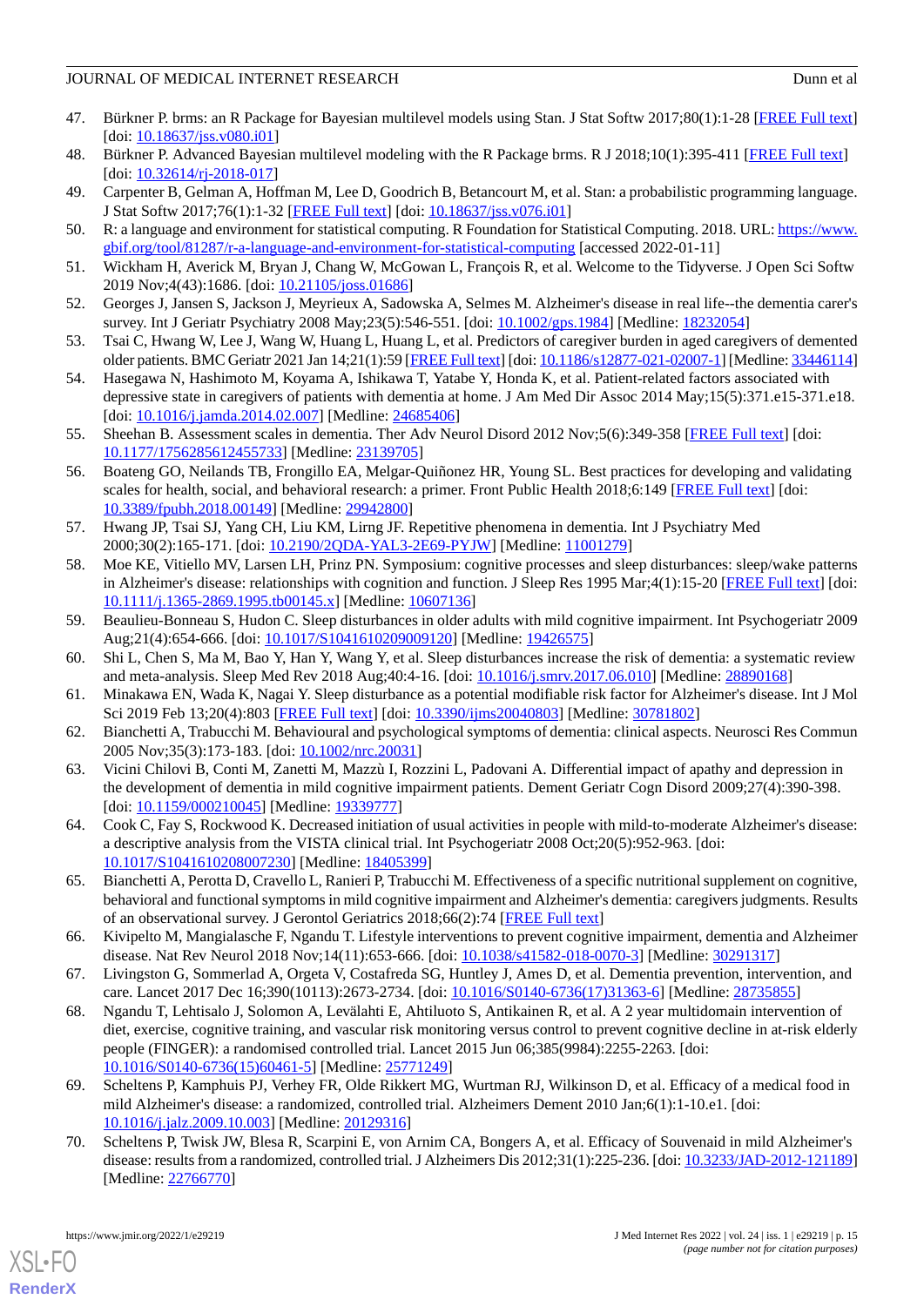47. Bürkner P. brms: an R Package for Bayesian multilevel models using Stan. J Stat Softw 2017;80(1):1-28 [FREE Full text] [doi: 10.18637/jss.v080.i01]
48. Bürkner P. Advanced Bayesian multilevel modeling with the R Package brms. R J 2018;10(1):395-411 [FREE Full text] [doi: 10.32614/rj-2018-017]
49. Carpenter B, Gelman A, Hoffman M, Lee D, Goodrich B, Betancourt M, et al. Stan: a probabilistic programming language. J Stat Softw 2017;76(1):1-32 [FREE Full text] [doi: 10.18637/jss.v076.i01]
50. R: a language and environment for statistical computing. R Foundation for Statistical Computing. 2018. URL: https://www.gbif.org/tool/81287/r-a-language-and-environment-for-statistical-computing [accessed 2022-01-11]
51. Wickham H, Averick M, Bryan J, Chang W, McGowan L, François R, et al. Welcome to the Tidyverse. J Open Sci Softw 2019 Nov;4(43):1686. [doi: 10.21105/joss.01686]
52. Georges J, Jansen S, Jackson J, Meyrieux A, Sadowska A, Selmes M. Alzheimer's disease in real life--the dementia carer's survey. Int J Geriatr Psychiatry 2008 May;23(5):546-551. [doi: 10.1002/gps.1984] [Medline: 18232054]
53. Tsai C, Hwang W, Lee J, Wang W, Huang L, Huang L, et al. Predictors of caregiver burden in aged caregivers of demented older patients. BMC Geriatr 2021 Jan 14;21(1):59 [FREE Full text] [doi: 10.1186/s12877-021-02007-1] [Medline: 33446114]
54. Hasegawa N, Hashimoto M, Koyama A, Ishikawa T, Yatabe Y, Honda K, et al. Patient-related factors associated with depressive state in caregivers of patients with dementia at home. J Am Med Dir Assoc 2014 May;15(5):371.e15-371.e18. [doi: 10.1016/j.jamda.2014.02.007] [Medline: 24685406]
55. Sheehan B. Assessment scales in dementia. Ther Adv Neurol Disord 2012 Nov;5(6):349-358 [FREE Full text] [doi: 10.1177/1756285612455733] [Medline: 23139705]
56. Boateng GO, Neilands TB, Frongillo EA, Melgar-Quiñonez HR, Young SL. Best practices for developing and validating scales for health, social, and behavioral research: a primer. Front Public Health 2018;6:149 [FREE Full text] [doi: 10.3389/fpubh.2018.00149] [Medline: 29942800]
57. Hwang JP, Tsai SJ, Yang CH, Liu KM, Lirng JF. Repetitive phenomena in dementia. Int J Psychiatry Med 2000;30(2):165-171. [doi: 10.2190/2QDA-YAL3-2E69-PYJW] [Medline: 11001279]
58. Moe KE, Vitiello MV, Larsen LH, Prinz PN. Symposium: cognitive processes and sleep disturbances: sleep/wake patterns in Alzheimer's disease: relationships with cognition and function. J Sleep Res 1995 Mar;4(1):15-20 [FREE Full text] [doi: 10.1111/j.1365-2869.1995.tb00145.x] [Medline: 10607136]
59. Beaulieu-Bonneau S, Hudon C. Sleep disturbances in older adults with mild cognitive impairment. Int Psychogeriatr 2009 Aug;21(4):654-666. [doi: 10.1017/S1041610209009120] [Medline: 19426575]
60. Shi L, Chen S, Ma M, Bao Y, Han Y, Wang Y, et al. Sleep disturbances increase the risk of dementia: a systematic review and meta-analysis. Sleep Med Rev 2018 Aug;40:4-16. [doi: 10.1016/j.smrv.2017.06.010] [Medline: 28890168]
61. Minakawa EN, Wada K, Nagai Y. Sleep disturbance as a potential modifiable risk factor for Alzheimer's disease. Int J Mol Sci 2019 Feb 13;20(4):803 [FREE Full text] [doi: 10.3390/ijms20040803] [Medline: 30781802]
62. Bianchetti A, Trabucchi M. Behavioural and psychological symptoms of dementia: clinical aspects. Neurosci Res Commun 2005 Nov;35(3):173-183. [doi: 10.1002/nrc.20031]
63. Vicini Chilovi B, Conti M, Zanetti M, Mazzù I, Rozzini L, Padovani A. Differential impact of apathy and depression in the development of dementia in mild cognitive impairment patients. Dement Geriatr Cogn Disord 2009;27(4):390-398. [doi: 10.1159/000210045] [Medline: 19339777]
64. Cook C, Fay S, Rockwood K. Decreased initiation of usual activities in people with mild-to-moderate Alzheimer's disease: a descriptive analysis from the VISTA clinical trial. Int Psychogeriatr 2008 Oct;20(5):952-963. [doi: 10.1017/S1041610208007230] [Medline: 18405399]
65. Bianchetti A, Perotta D, Cravello L, Ranieri P, Trabucchi M. Effectiveness of a specific nutritional supplement on cognitive, behavioral and functional symptoms in mild cognitive impairment and Alzheimer's dementia: caregivers judgments. Results of an observational survey. J Gerontol Geriatrics 2018;66(2):74 [FREE Full text]
66. Kivipelto M, Mangialasche F, Ngandu T. Lifestyle interventions to prevent cognitive impairment, dementia and Alzheimer disease. Nat Rev Neurol 2018 Nov;14(11):653-666. [doi: 10.1038/s41582-018-0070-3] [Medline: 30291317]
67. Livingston G, Sommerlad A, Orgeta V, Costafreda SG, Huntley J, Ames D, et al. Dementia prevention, intervention, and care. Lancet 2017 Dec 16;390(10113):2673-2734. [doi: 10.1016/S0140-6736(17)31363-6] [Medline: 28735855]
68. Ngandu T, Lehtisalo J, Solomon A, Levälahti E, Ahtiluoto S, Antikainen R, et al. A 2 year multidomain intervention of diet, exercise, cognitive training, and vascular risk monitoring versus control to prevent cognitive decline in at-risk elderly people (FINGER): a randomised controlled trial. Lancet 2015 Jun 06;385(9984):2255-2263. [doi: 10.1016/S0140-6736(15)60461-5] [Medline: 25771249]
69. Scheltens P, Kamphuis PJ, Verhey FR, Olde Rikkert MG, Wurtman RJ, Wilkinson D, et al. Efficacy of a medical food in mild Alzheimer's disease: a randomized, controlled trial. Alzheimers Dement 2010 Jan;6(1):1-10.e1. [doi: 10.1016/j.jalz.2009.10.003] [Medline: 20129316]
70. Scheltens P, Twisk JW, Blesa R, Scarpini E, von Arnim CA, Bongers A, et al. Efficacy of Souvenaid in mild Alzheimer's disease: results from a randomized, controlled trial. J Alzheimers Dis 2012;31(1):225-236. [doi: 10.3233/JAD-2012-121189] [Medline: 22766770]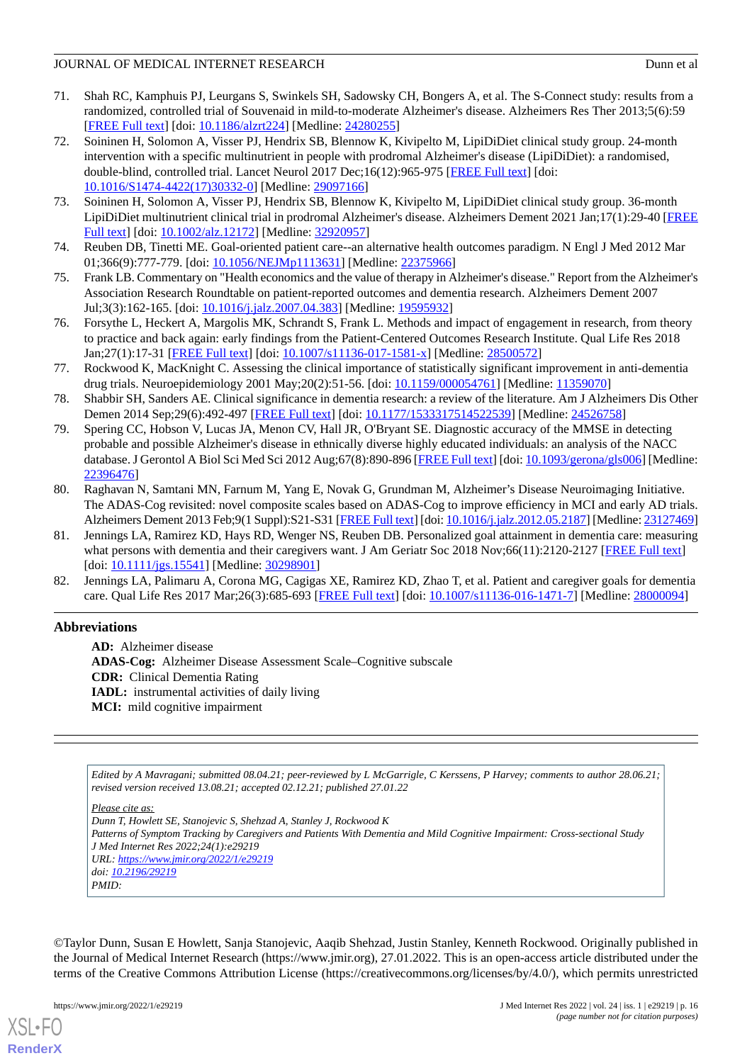71. Shah RC, Kamphuis PJ, Leurgans S, Swinkels SH, Sadowsky CH, Bongers A, et al. The S-Connect study: results from a randomized, controlled trial of Souvenaid in mild-to-moderate Alzheimer's disease. Alzheimers Res Ther 2013;5(6):59 [FREE Full text] [doi: 10.1186/alzrt224] [Medline: 24280255]
72. Soininen H, Solomon A, Visser PJ, Hendrix SB, Blennow K, Kivipelto M, LipiDiDiet clinical study group. 24-month intervention with a specific multinutrient in people with prodromal Alzheimer's disease (LipiDiDiet): a randomised, double-blind, controlled trial. Lancet Neurol 2017 Dec;16(12):965-975 [FREE Full text] [doi: 10.1016/S1474-4422(17)30332-0] [Medline: 29097166]
73. Soininen H, Solomon A, Visser PJ, Hendrix SB, Blennow K, Kivipelto M, LipiDiDiet clinical study group. 36-month LipiDiDiet multinutrient clinical trial in prodromal Alzheimer's disease. Alzheimers Dement 2021 Jan;17(1):29-40 [FREE Full text] [doi: 10.1002/alz.12172] [Medline: 32920957]
74. Reuben DB, Tinetti ME. Goal-oriented patient care--an alternative health outcomes paradigm. N Engl J Med 2012 Mar 01;366(9):777-779. [doi: 10.1056/NEJMp1113631] [Medline: 22375966]
75. Frank LB. Commentary on "Health economics and the value of therapy in Alzheimer's disease." Report from the Alzheimer's Association Research Roundtable on patient-reported outcomes and dementia research. Alzheimers Dement 2007 Jul;3(3):162-165. [doi: 10.1016/j.jalz.2007.04.383] [Medline: 19595932]
76. Forsythe L, Heckert A, Margolis MK, Schrandt S, Frank L. Methods and impact of engagement in research, from theory to practice and back again: early findings from the Patient-Centered Outcomes Research Institute. Qual Life Res 2018 Jan;27(1):17-31 [FREE Full text] [doi: 10.1007/s11136-017-1581-x] [Medline: 28500572]
77. Rockwood K, MacKnight C. Assessing the clinical importance of statistically significant improvement in anti-dementia drug trials. Neuroepidemiology 2001 May;20(2):51-56. [doi: 10.1159/000054761] [Medline: 11359070]
78. Shabbir SH, Sanders AE. Clinical significance in dementia research: a review of the literature. Am J Alzheimers Dis Other Demen 2014 Sep;29(6):492-497 [FREE Full text] [doi: 10.1177/1533317514522539] [Medline: 24526758]
79. Spering CC, Hobson V, Lucas JA, Menon CV, Hall JR, O'Bryant SE. Diagnostic accuracy of the MMSE in detecting probable and possible Alzheimer's disease in ethnically diverse highly educated individuals: an analysis of the NACC database. J Gerontol A Biol Sci Med Sci 2012 Aug;67(8):890-896 [FREE Full text] [doi: 10.1093/gerona/gls006] [Medline: 22396476]
80. Raghavan N, Samtani MN, Farnum M, Yang E, Novak G, Grundman M, Alzheimer's Disease Neuroimaging Initiative. The ADAS-Cog revisited: novel composite scales based on ADAS-Cog to improve efficiency in MCI and early AD trials. Alzheimers Dement 2013 Feb;9(1 Suppl):S21-S31 [FREE Full text] [doi: 10.1016/j.jalz.2012.05.2187] [Medline: 23127469]
81. Jennings LA, Ramirez KD, Hays RD, Wenger NS, Reuben DB. Personalized goal attainment in dementia care: measuring what persons with dementia and their caregivers want. J Am Geriatr Soc 2018 Nov;66(11):2120-2127 [FREE Full text] [doi: 10.1111/jgs.15541] [Medline: 30298901]
82. Jennings LA, Palimaru A, Corona MG, Cagigas XE, Ramirez KD, Zhao T, et al. Patient and caregiver goals for dementia care. Qual Life Res 2017 Mar;26(3):685-693 [FREE Full text] [doi: 10.1007/s11136-016-1471-7] [Medline: 28000094]

## Abbreviations

**AD:** Alzheimer disease
**ADAS-Cog:** Alzheimer Disease Assessment Scale–Cognitive subscale
**CDR:** Clinical Dementia Rating
**IADL:** instrumental activities of daily living
**MCI:** mild cognitive impairment

---

*Edited by A Mavragani; submitted 08.04.21; peer-reviewed by L McGarrigle, C Kerssens, P Harvey; comments to author 28.06.21; revised version received 13.08.21; accepted 02.12.21; published 27.01.22*

*Please cite as:*
*Dunn T, Howlett SE, Stanojevic S, Shehzad A, Stanley J, Rockwood K*
*Patterns of Symptom Tracking by Caregivers and Patients With Dementia and Mild Cognitive Impairment: Cross-sectional Study*
*J Med Internet Res 2022;24(1):e29219*
*URL: https://www.jmir.org/2022/1/e29219*
*doi: 10.2196/29219*
*PMID:*

©Taylor Dunn, Susan E Howlett, Sanja Stanojevic, Aaqib Shehzad, Justin Stanley, Kenneth Rockwood. Originally published in the Journal of Medical Internet Research (https://www.jmir.org), 27.01.2022. This is an open-access article distributed under the terms of the Creative Commons Attribution License (https://creativecommons.org/licenses/by/4.0/), which permits unrestricted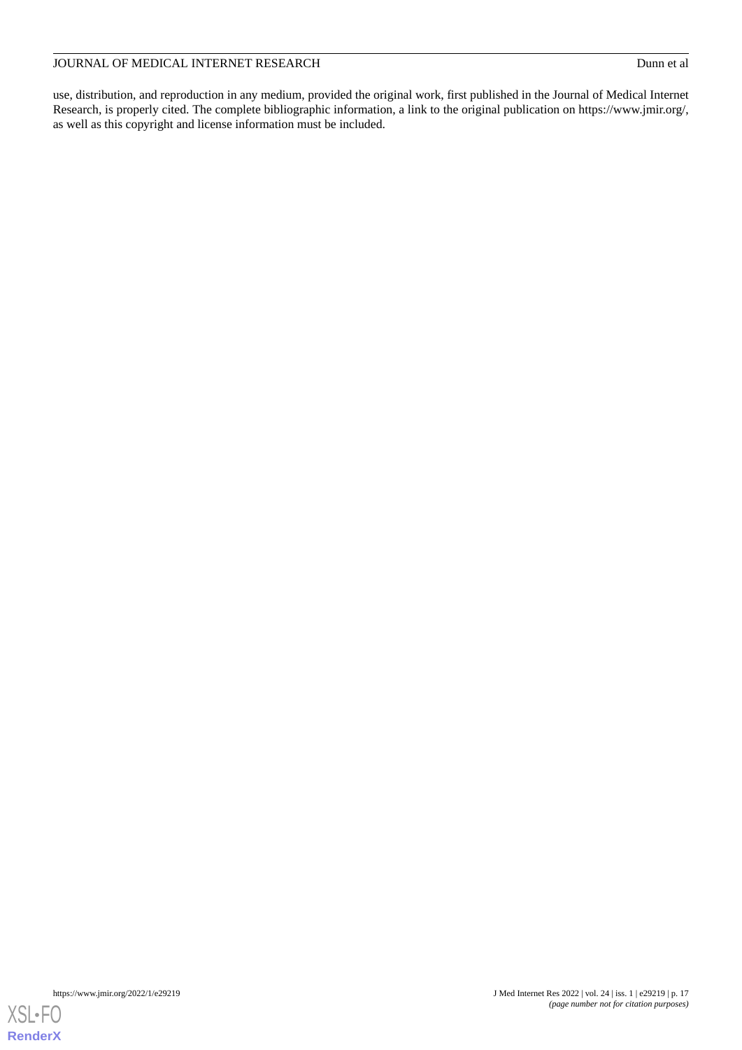use, distribution, and reproduction in any medium, provided the original work, first published in the Journal of Medical Internet Research, is properly cited. The complete bibliographic information, a link to the original publication on https://www.jmir.org/, as well as this copyright and license information must be included.